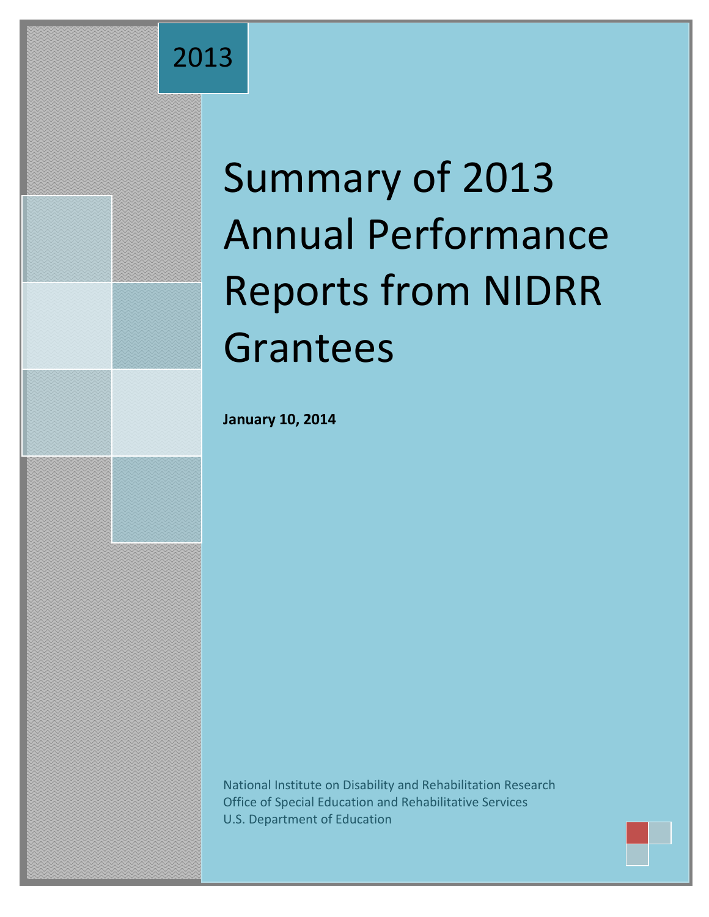2013

# Summary of 2013 Annual Performance Reports from NIDRR Grantees

**January 10, 2014**

National Institute on Disability and Rehabilitation Research
Office of Special Education and Rehabilitative Services
U.S. Department of Education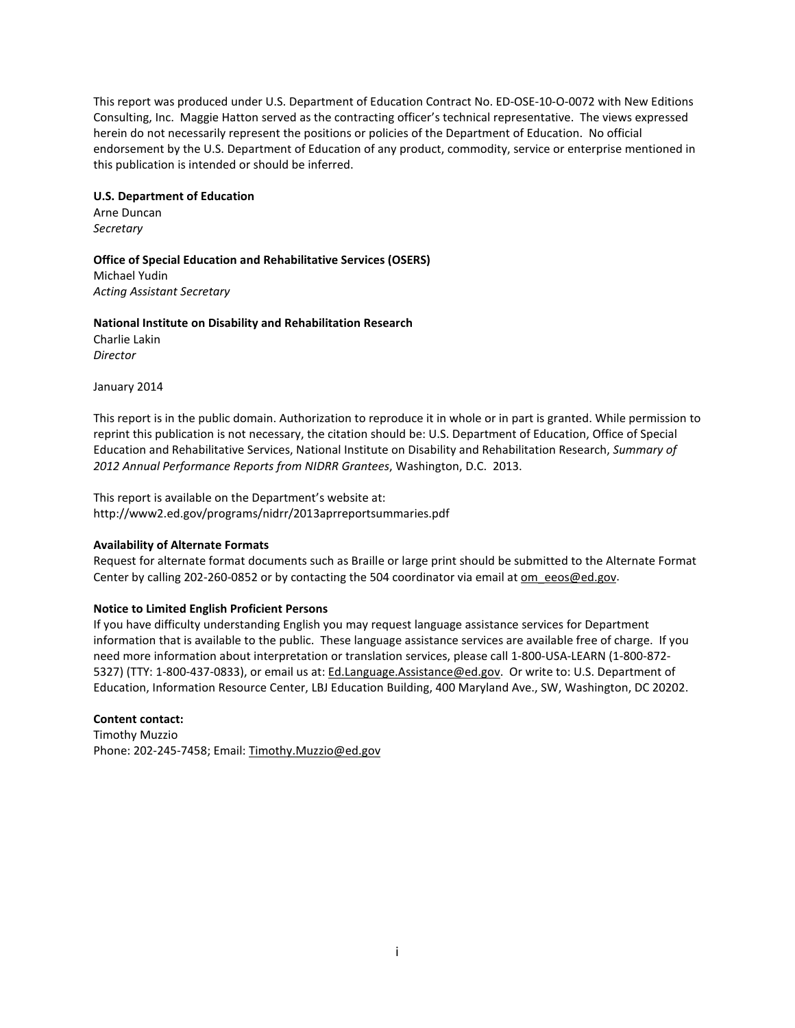This report was produced under U.S. Department of Education Contract No. ED-OSE-10-O-0072 with New Editions Consulting, Inc. Maggie Hatton served as the contracting officer's technical representative. The views expressed herein do not necessarily represent the positions or policies of the Department of Education. No official endorsement by the U.S. Department of Education of any product, commodity, service or enterprise mentioned in this publication is intended or should be inferred.

**U.S. Department of Education**
Arne Duncan
*Secretary*

**Office of Special Education and Rehabilitative Services (OSERS)**
Michael Yudin
*Acting Assistant Secretary*

**National Institute on Disability and Rehabilitation Research**
Charlie Lakin
*Director*

January 2014

This report is in the public domain. Authorization to reproduce it in whole or in part is granted. While permission to reprint this publication is not necessary, the citation should be: U.S. Department of Education, Office of Special Education and Rehabilitative Services, National Institute on Disability and Rehabilitation Research, *Summary of 2012 Annual Performance Reports from NIDRR Grantees*, Washington, D.C. 2013.

This report is available on the Department's website at:
http://www2.ed.gov/programs/nidrr/2013aprreportsummaries.pdf

**Availability of Alternate Formats**
Request for alternate format documents such as Braille or large print should be submitted to the Alternate Format Center by calling 202-260-0852 or by contacting the 504 coordinator via email at om_eeos@ed.gov.

**Notice to Limited English Proficient Persons**
If you have difficulty understanding English you may request language assistance services for Department information that is available to the public. These language assistance services are available free of charge. If you need more information about interpretation or translation services, please call 1-800-USA-LEARN (1-800-872-5327) (TTY: 1-800-437-0833), or email us at: Ed.Language.Assistance@ed.gov. Or write to: U.S. Department of Education, Information Resource Center, LBJ Education Building, 400 Maryland Ave., SW, Washington, DC 20202.

**Content contact:**
Timothy Muzzio
Phone: 202-245-7458; Email: Timothy.Muzzio@ed.gov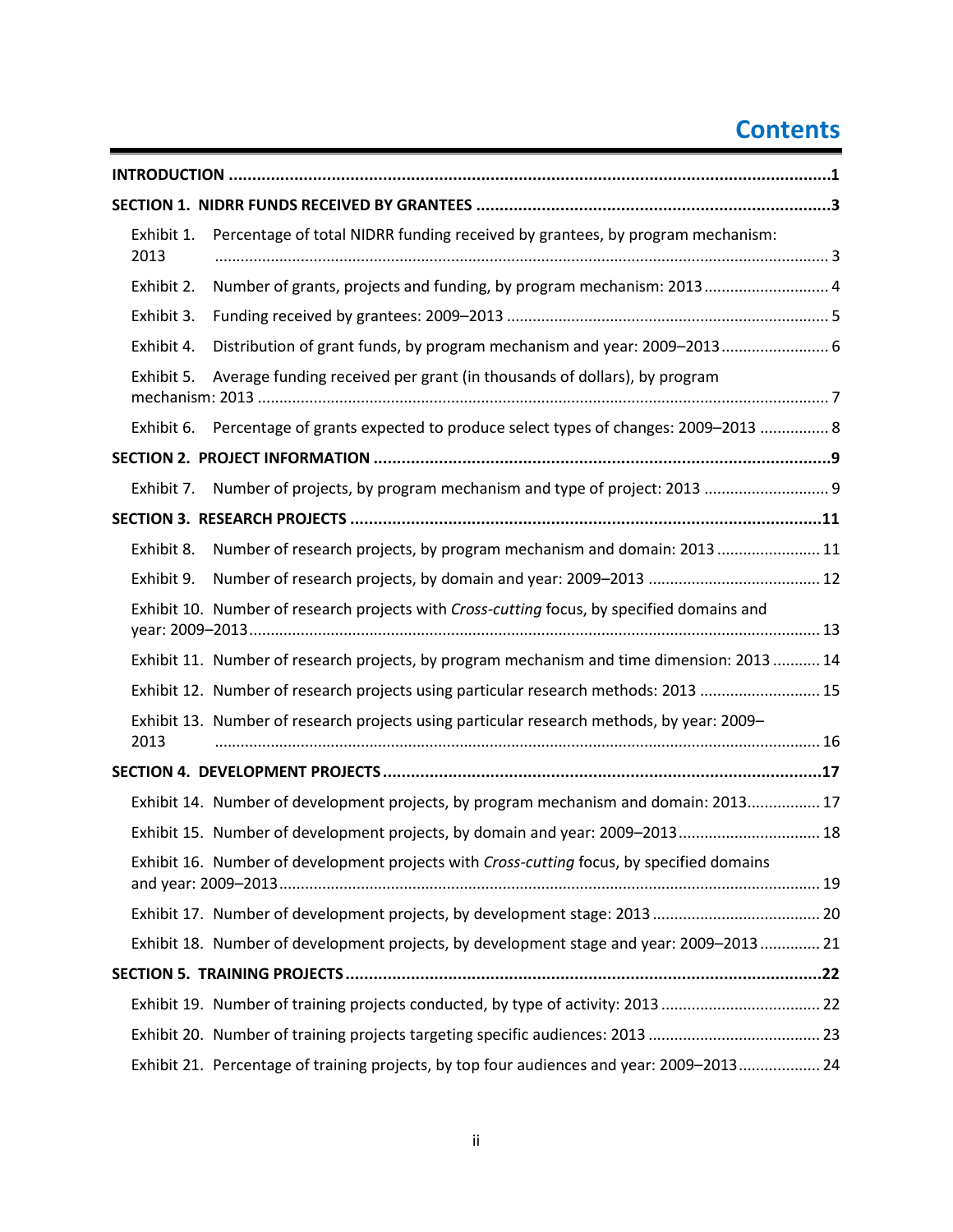# Contents

**INTRODUCTION** ..... **1**

**SECTION 1. NIDRR FUNDS RECEIVED BY GRANTEES** ..... **3**

- Exhibit 1. Percentage of total NIDRR funding received by grantees, by program mechanism: 2013 ..... 3
- Exhibit 2. Number of grants, projects and funding, by program mechanism: 2013 ..... 4
- Exhibit 3. Funding received by grantees: 2009–2013 ..... 5
- Exhibit 4. Distribution of grant funds, by program mechanism and year: 2009–2013 ..... 6
- Exhibit 5. Average funding received per grant (in thousands of dollars), by program mechanism: 2013 ..... 7
- Exhibit 6. Percentage of grants expected to produce select types of changes: 2009–2013 ..... 8

**SECTION 2. PROJECT INFORMATION** ..... **9**

- Exhibit 7. Number of projects, by program mechanism and type of project: 2013 ..... 9

**SECTION 3. RESEARCH PROJECTS** ..... **11**

- Exhibit 8. Number of research projects, by program mechanism and domain: 2013 ..... 11
- Exhibit 9. Number of research projects, by domain and year: 2009–2013 ..... 12
- Exhibit 10. Number of research projects with *Cross-cutting* focus, by specified domains and year: 2009–2013 ..... 13
- Exhibit 11. Number of research projects, by program mechanism and time dimension: 2013 ..... 14
- Exhibit 12. Number of research projects using particular research methods: 2013 ..... 15
- Exhibit 13. Number of research projects using particular research methods, by year: 2009–2013 ..... 16

**SECTION 4. DEVELOPMENT PROJECTS** ..... **17**

- Exhibit 14. Number of development projects, by program mechanism and domain: 2013 ..... 17
- Exhibit 15. Number of development projects, by domain and year: 2009–2013 ..... 18
- Exhibit 16. Number of development projects with *Cross-cutting* focus, by specified domains and year: 2009–2013 ..... 19
- Exhibit 17. Number of development projects, by development stage: 2013 ..... 20
- Exhibit 18. Number of development projects, by development stage and year: 2009–2013 ..... 21

**SECTION 5. TRAINING PROJECTS** ..... **22**

- Exhibit 19. Number of training projects conducted, by type of activity: 2013 ..... 22
- Exhibit 20. Number of training projects targeting specific audiences: 2013 ..... 23
- Exhibit 21. Percentage of training projects, by top four audiences and year: 2009–2013 ..... 24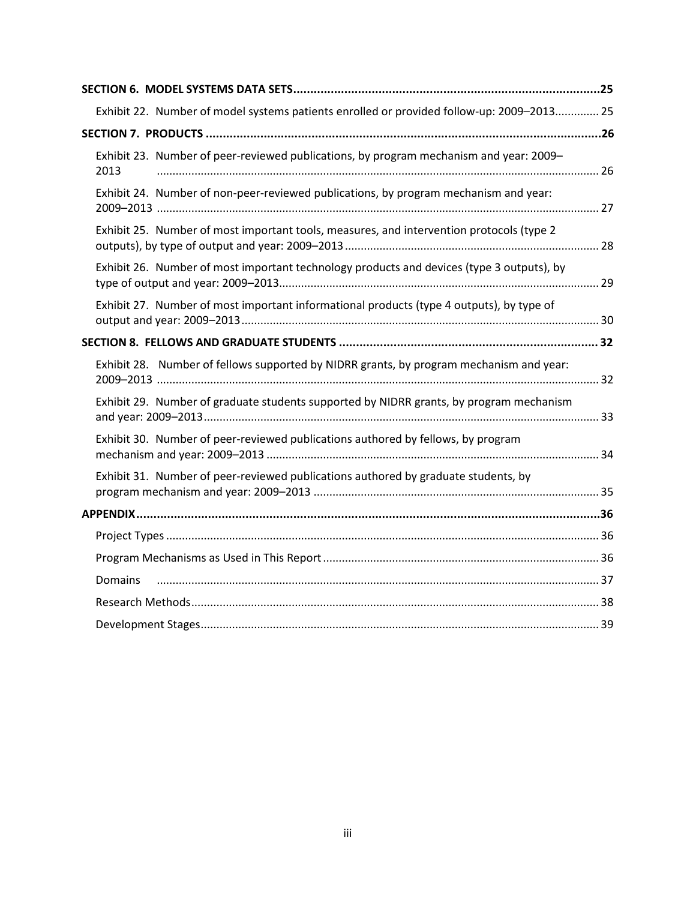**SECTION 6. MODEL SYSTEMS DATA SETS** .......... 25

Exhibit 22. Number of model systems patients enrolled or provided follow-up: 2009–2013 .......... 25

**SECTION 7. PRODUCTS** .......... 26

Exhibit 23. Number of peer-reviewed publications, by program mechanism and year: 2009–2013 .......... 26

Exhibit 24. Number of non-peer-reviewed publications, by program mechanism and year: 2009–2013 .......... 27

Exhibit 25. Number of most important tools, measures, and intervention protocols (type 2 outputs), by type of output and year: 2009–2013 .......... 28

Exhibit 26. Number of most important technology products and devices (type 3 outputs), by type of output and year: 2009–2013 .......... 29

Exhibit 27. Number of most important informational products (type 4 outputs), by type of output and year: 2009–2013 .......... 30

**SECTION 8. FELLOWS AND GRADUATE STUDENTS** .......... 32

Exhibit 28. Number of fellows supported by NIDRR grants, by program mechanism and year: 2009–2013 .......... 32

Exhibit 29. Number of graduate students supported by NIDRR grants, by program mechanism and year: 2009–2013 .......... 33

Exhibit 30. Number of peer-reviewed publications authored by fellows, by program mechanism and year: 2009–2013 .......... 34

Exhibit 31. Number of peer-reviewed publications authored by graduate students, by program mechanism and year: 2009–2013 .......... 35

**APPENDIX** .......... 36

Project Types .......... 36

Program Mechanisms as Used in This Report .......... 36

Domains .......... 37

Research Methods .......... 38

Development Stages .......... 39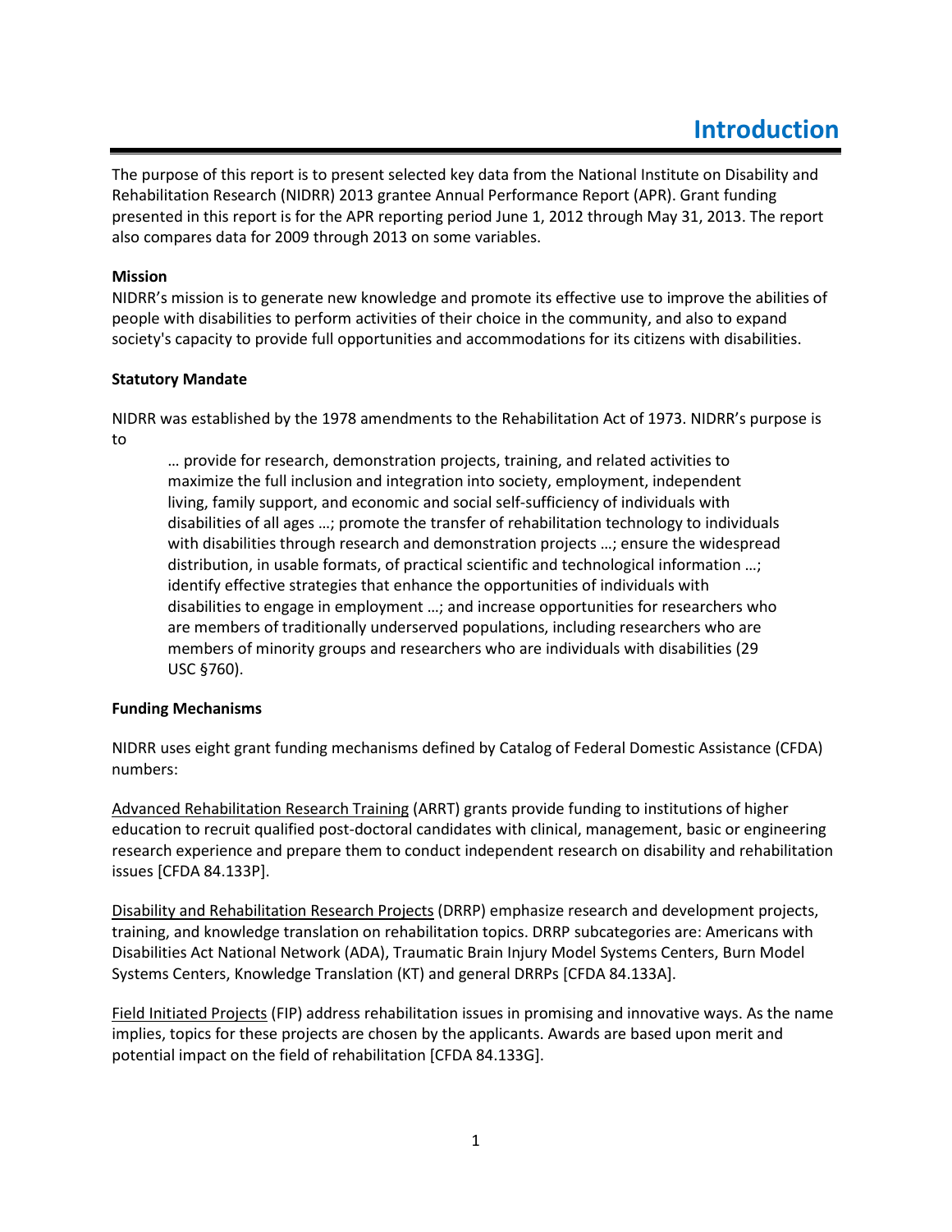# Introduction

The purpose of this report is to present selected key data from the National Institute on Disability and Rehabilitation Research (NIDRR) 2013 grantee Annual Performance Report (APR). Grant funding presented in this report is for the APR reporting period June 1, 2012 through May 31, 2013. The report also compares data for 2009 through 2013 on some variables.

**Mission**

NIDRR's mission is to generate new knowledge and promote its effective use to improve the abilities of people with disabilities to perform activities of their choice in the community, and also to expand society's capacity to provide full opportunities and accommodations for its citizens with disabilities.

**Statutory Mandate**

NIDRR was established by the 1978 amendments to the Rehabilitation Act of 1973. NIDRR's purpose is to

> … provide for research, demonstration projects, training, and related activities to maximize the full inclusion and integration into society, employment, independent living, family support, and economic and social self-sufficiency of individuals with disabilities of all ages …; promote the transfer of rehabilitation technology to individuals with disabilities through research and demonstration projects …; ensure the widespread distribution, in usable formats, of practical scientific and technological information …; identify effective strategies that enhance the opportunities of individuals with disabilities to engage in employment …; and increase opportunities for researchers who are members of traditionally underserved populations, including researchers who are members of minority groups and researchers who are individuals with disabilities (29 USC §760).

**Funding Mechanisms**

NIDRR uses eight grant funding mechanisms defined by Catalog of Federal Domestic Assistance (CFDA) numbers:

Advanced Rehabilitation Research Training (ARRT) grants provide funding to institutions of higher education to recruit qualified post-doctoral candidates with clinical, management, basic or engineering research experience and prepare them to conduct independent research on disability and rehabilitation issues [CFDA 84.133P].

Disability and Rehabilitation Research Projects (DRRP) emphasize research and development projects, training, and knowledge translation on rehabilitation topics. DRRP subcategories are: Americans with Disabilities Act National Network (ADA), Traumatic Brain Injury Model Systems Centers, Burn Model Systems Centers, Knowledge Translation (KT) and general DRRPs [CFDA 84.133A].

Field Initiated Projects (FIP) address rehabilitation issues in promising and innovative ways. As the name implies, topics for these projects are chosen by the applicants. Awards are based upon merit and potential impact on the field of rehabilitation [CFDA 84.133G].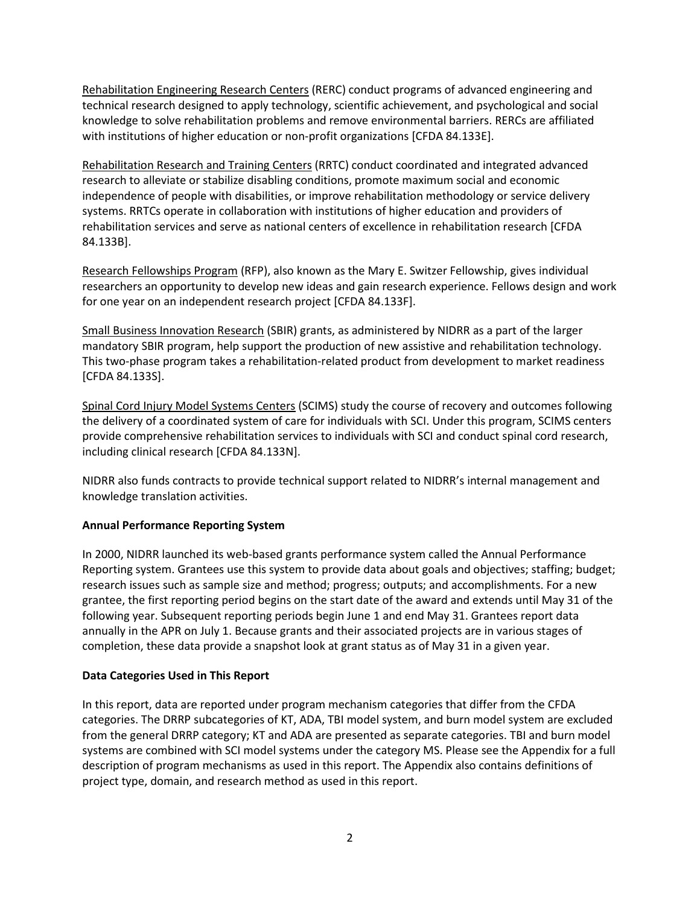Rehabilitation Engineering Research Centers (RERC) conduct programs of advanced engineering and technical research designed to apply technology, scientific achievement, and psychological and social knowledge to solve rehabilitation problems and remove environmental barriers. RERCs are affiliated with institutions of higher education or non-profit organizations [CFDA 84.133E].

Rehabilitation Research and Training Centers (RRTC) conduct coordinated and integrated advanced research to alleviate or stabilize disabling conditions, promote maximum social and economic independence of people with disabilities, or improve rehabilitation methodology or service delivery systems. RRTCs operate in collaboration with institutions of higher education and providers of rehabilitation services and serve as national centers of excellence in rehabilitation research [CFDA 84.133B].

Research Fellowships Program (RFP), also known as the Mary E. Switzer Fellowship, gives individual researchers an opportunity to develop new ideas and gain research experience. Fellows design and work for one year on an independent research project [CFDA 84.133F].

Small Business Innovation Research (SBIR) grants, as administered by NIDRR as a part of the larger mandatory SBIR program, help support the production of new assistive and rehabilitation technology. This two-phase program takes a rehabilitation-related product from development to market readiness [CFDA 84.133S].

Spinal Cord Injury Model Systems Centers (SCIMS) study the course of recovery and outcomes following the delivery of a coordinated system of care for individuals with SCI. Under this program, SCIMS centers provide comprehensive rehabilitation services to individuals with SCI and conduct spinal cord research, including clinical research [CFDA 84.133N].

NIDRR also funds contracts to provide technical support related to NIDRR's internal management and knowledge translation activities.

**Annual Performance Reporting System**

In 2000, NIDRR launched its web-based grants performance system called the Annual Performance Reporting system. Grantees use this system to provide data about goals and objectives; staffing; budget; research issues such as sample size and method; progress; outputs; and accomplishments. For a new grantee, the first reporting period begins on the start date of the award and extends until May 31 of the following year. Subsequent reporting periods begin June 1 and end May 31. Grantees report data annually in the APR on July 1. Because grants and their associated projects are in various stages of completion, these data provide a snapshot look at grant status as of May 31 in a given year.

**Data Categories Used in This Report**

In this report, data are reported under program mechanism categories that differ from the CFDA categories. The DRRP subcategories of KT, ADA, TBI model system, and burn model system are excluded from the general DRRP category; KT and ADA are presented as separate categories. TBI and burn model systems are combined with SCI model systems under the category MS. Please see the Appendix for a full description of program mechanisms as used in this report. The Appendix also contains definitions of project type, domain, and research method as used in this report.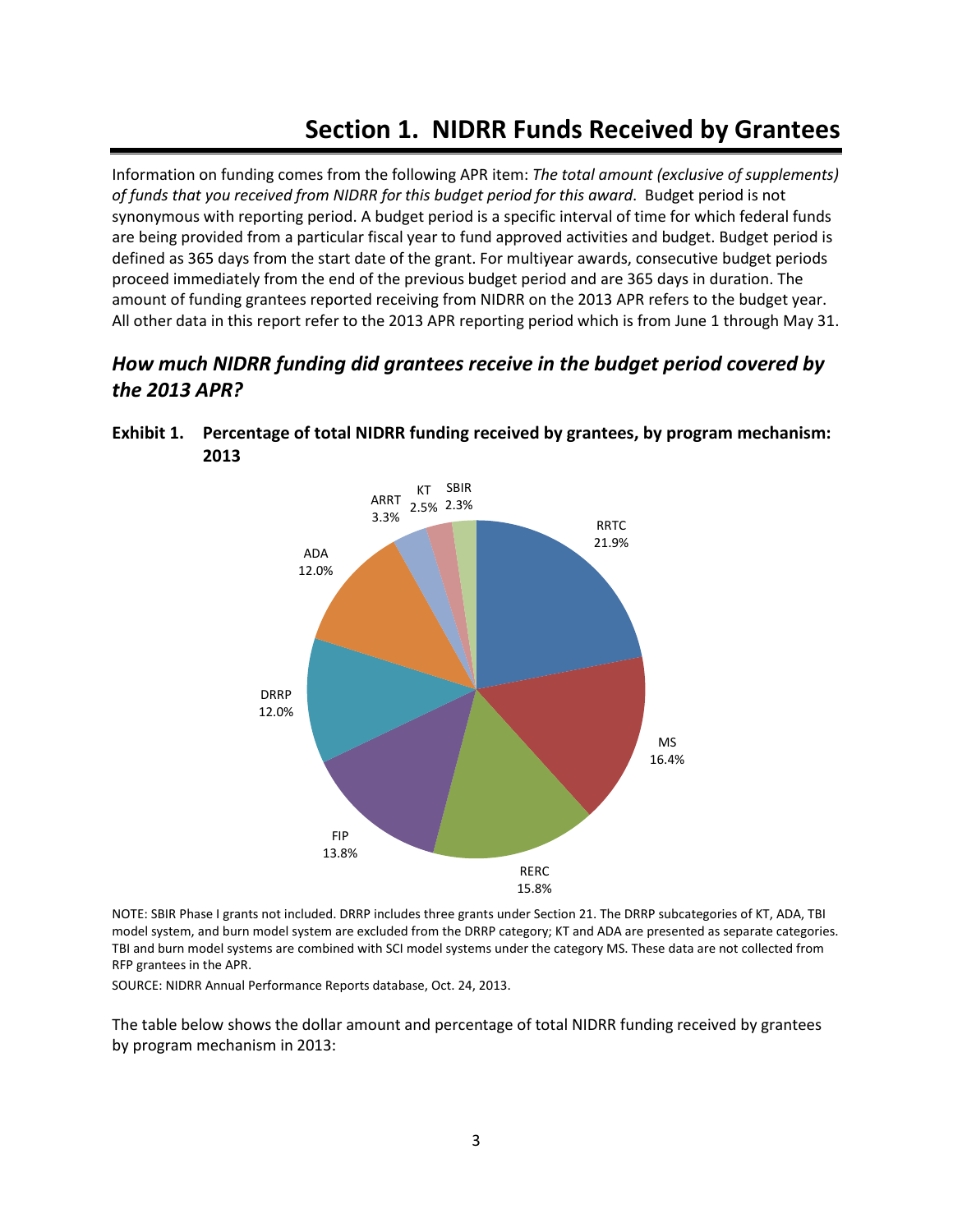# Section 1. NIDRR Funds Received by Grantees

Information on funding comes from the following APR item: *The total amount (exclusive of supplements) of funds that you received from NIDRR for this budget period for this award*. Budget period is not synonymous with reporting period. A budget period is a specific interval of time for which federal funds are being provided from a particular fiscal year to fund approved activities and budget. Budget period is defined as 365 days from the start date of the grant. For multiyear awards, consecutive budget periods proceed immediately from the end of the previous budget period and are 365 days in duration. The amount of funding grantees reported receiving from NIDRR on the 2013 APR refers to the budget year. All other data in this report refer to the 2013 APR reporting period which is from June 1 through May 31.

## *How much NIDRR funding did grantees receive in the budget period covered by the 2013 APR?*

**Exhibit 1. Percentage of total NIDRR funding received by grantees, by program mechanism: 2013**

| Program mechanism | Percentage |
|---|---|
| RRTC | 21.9% |
| MS | 16.4% |
| RERC | 15.8% |
| FIP | 13.8% |
| DRRP | 12.0% |
| ADA | 12.0% |
| ARRT | 3.3% |
| KT | 2.5% |
| SBIR | 2.3% |

NOTE: SBIR Phase I grants not included. DRRP includes three grants under Section 21. The DRRP subcategories of KT, ADA, TBI model system, and burn model system are excluded from the DRRP category; KT and ADA are presented as separate categories. TBI and burn model systems are combined with SCI model systems under the category MS. These data are not collected from RFP grantees in the APR.

SOURCE: NIDRR Annual Performance Reports database, Oct. 24, 2013.

The table below shows the dollar amount and percentage of total NIDRR funding received by grantees by program mechanism in 2013: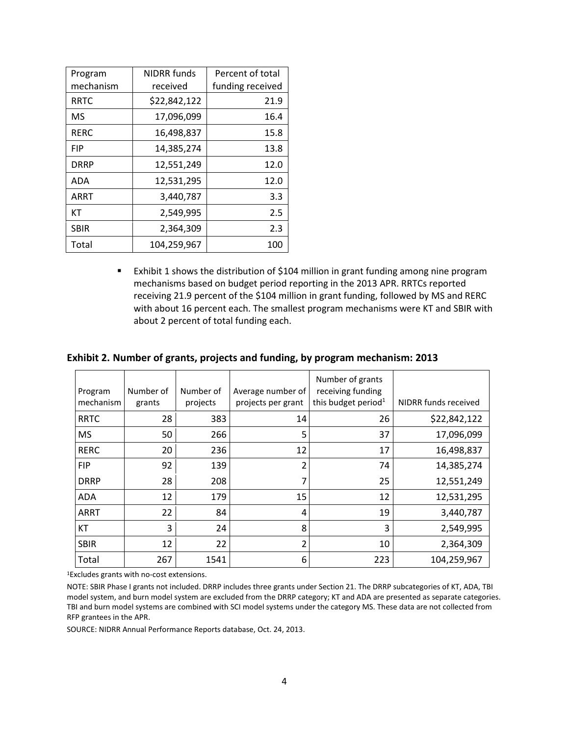| Program mechanism | NIDRR funds received | Percent of total funding received |
|---|---|---|
| RRTC | $22,842,122 | 21.9 |
| MS | 17,096,099 | 16.4 |
| RERC | 16,498,837 | 15.8 |
| FIP | 14,385,274 | 13.8 |
| DRRP | 12,551,249 | 12.0 |
| ADA | 12,531,295 | 12.0 |
| ARRT | 3,440,787 | 3.3 |
| KT | 2,549,995 | 2.5 |
| SBIR | 2,364,309 | 2.3 |
| Total | 104,259,967 | 100 |

- Exhibit 1 shows the distribution of $104 million in grant funding among nine program mechanisms based on budget period reporting in the 2013 APR. RRTCs reported receiving 21.9 percent of the $104 million in grant funding, followed by MS and RERC with about 16 percent each. The smallest program mechanisms were KT and SBIR with about 2 percent of total funding each.

**Exhibit 2. Number of grants, projects and funding, by program mechanism: 2013**

| Program mechanism | Number of grants | Number of projects | Average number of projects per grant | Number of grants receiving funding this budget period[1] | NIDRR funds received |
|---|---|---|---|---|---|
| RRTC | 28 | 383 | 14 | 26 | $22,842,122 |
| MS | 50 | 266 | 5 | 37 | 17,096,099 |
| RERC | 20 | 236 | 12 | 17 | 16,498,837 |
| FIP | 92 | 139 | 2 | 74 | 14,385,274 |
| DRRP | 28 | 208 | 7 | 25 | 12,551,249 |
| ADA | 12 | 179 | 15 | 12 | 12,531,295 |
| ARRT | 22 | 84 | 4 | 19 | 3,440,787 |
| KT | 3 | 24 | 8 | 3 | 2,549,995 |
| SBIR | 12 | 22 | 2 | 10 | 2,364,309 |
| Total | 267 | 1541 | 6 | 223 | 104,259,967 |

[1]Excludes grants with no-cost extensions.

NOTE: SBIR Phase I grants not included. DRRP includes three grants under Section 21. The DRRP subcategories of KT, ADA, TBI model system, and burn model system are excluded from the DRRP category; KT and ADA are presented as separate categories. TBI and burn model systems are combined with SCI model systems under the category MS. These data are not collected from RFP grantees in the APR.

SOURCE: NIDRR Annual Performance Reports database, Oct. 24, 2013.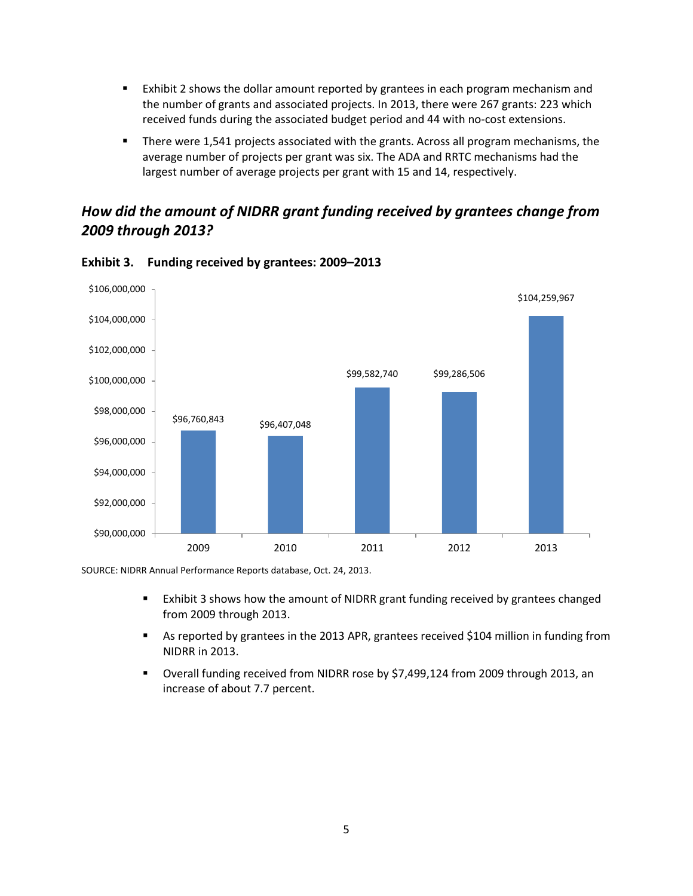- Exhibit 2 shows the dollar amount reported by grantees in each program mechanism and the number of grants and associated projects. In 2013, there were 267 grants: 223 which received funds during the associated budget period and 44 with no-cost extensions.
- There were 1,541 projects associated with the grants. Across all program mechanisms, the average number of projects per grant was six. The ADA and RRTC mechanisms had the largest number of average projects per grant with 15 and 14, respectively.

## *How did the amount of NIDRR grant funding received by grantees change from 2009 through 2013?*

**Exhibit 3. Funding received by grantees: 2009–2013**

| Year | Funding received |
|---|---|
| 2009 | $96,760,843 |
| 2010 | $96,407,048 |
| 2011 | $99,582,740 |
| 2012 | $99,286,506 |
| 2013 | $104,259,967 |

SOURCE: NIDRR Annual Performance Reports database, Oct. 24, 2013.

- Exhibit 3 shows how the amount of NIDRR grant funding received by grantees changed from 2009 through 2013.
- As reported by grantees in the 2013 APR, grantees received $104 million in funding from NIDRR in 2013.
- Overall funding received from NIDRR rose by $7,499,124 from 2009 through 2013, an increase of about 7.7 percent.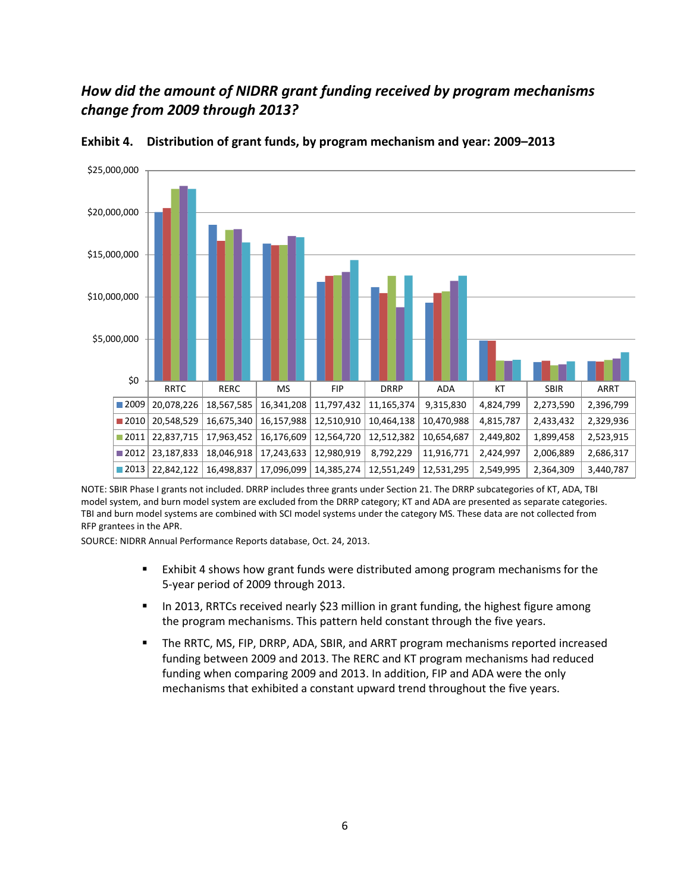## *How did the amount of NIDRR grant funding received by program mechanisms change from 2009 through 2013?*

**Exhibit 4. Distribution of grant funds, by program mechanism and year: 2009–2013**

| | RRTC | RERC | MS | FIP | DRRP | ADA | KT | SBIR | ARRT |
|---|---|---|---|---|---|---|---|---|---|
| 2009 | 20,078,226 | 18,567,585 | 16,341,208 | 11,797,432 | 11,165,374 | 9,315,830 | 4,824,799 | 2,273,590 | 2,396,799 |
| 2010 | 20,548,529 | 16,675,340 | 16,157,988 | 12,510,910 | 10,464,138 | 10,470,988 | 4,815,787 | 2,433,432 | 2,329,936 |
| 2011 | 22,837,715 | 17,963,452 | 16,176,609 | 12,564,720 | 12,512,382 | 10,654,687 | 2,449,802 | 1,899,458 | 2,523,915 |
| 2012 | 23,187,833 | 18,046,918 | 17,243,633 | 12,980,919 | 8,792,229 | 11,916,771 | 2,424,997 | 2,006,889 | 2,686,317 |
| 2013 | 22,842,122 | 16,498,837 | 17,096,099 | 14,385,274 | 12,551,249 | 12,531,295 | 2,549,995 | 2,364,309 | 3,440,787 |

NOTE: SBIR Phase I grants not included. DRRP includes three grants under Section 21. The DRRP subcategories of KT, ADA, TBI model system, and burn model system are excluded from the DRRP category; KT and ADA are presented as separate categories. TBI and burn model systems are combined with SCI model systems under the category MS. These data are not collected from RFP grantees in the APR.

SOURCE: NIDRR Annual Performance Reports database, Oct. 24, 2013.

- Exhibit 4 shows how grant funds were distributed among program mechanisms for the 5-year period of 2009 through 2013.
- In 2013, RRTCs received nearly $23 million in grant funding, the highest figure among the program mechanisms. This pattern held constant through the five years.
- The RRTC, MS, FIP, DRRP, ADA, SBIR, and ARRT program mechanisms reported increased funding between 2009 and 2013. The RERC and KT program mechanisms had reduced funding when comparing 2009 and 2013. In addition, FIP and ADA were the only mechanisms that exhibited a constant upward trend throughout the five years.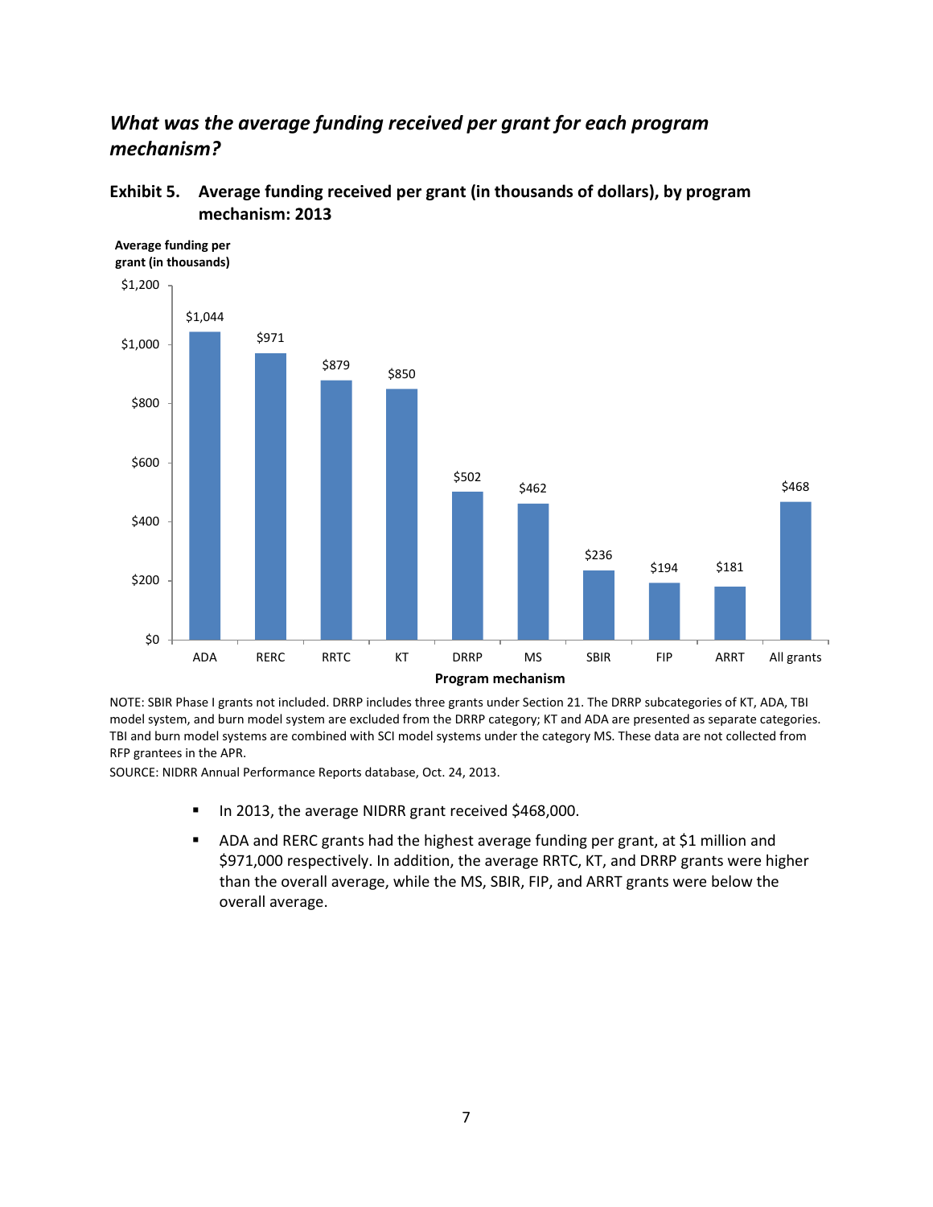## *What was the average funding received per grant for each program mechanism?*

**Exhibit 5. Average funding received per grant (in thousands of dollars), by program mechanism: 2013**

| Program mechanism | Average funding per grant (in thousands) |
|---|---|
| ADA | $1,044 |
| RERC | $971 |
| RRTC | $879 |
| KT | $850 |
| DRRP | $502 |
| MS | $462 |
| SBIR | $236 |
| FIP | $194 |
| ARRT | $181 |
| All grants | $468 |

NOTE: SBIR Phase I grants not included. DRRP includes three grants under Section 21. The DRRP subcategories of KT, ADA, TBI model system, and burn model system are excluded from the DRRP category; KT and ADA are presented as separate categories. TBI and burn model systems are combined with SCI model systems under the category MS. These data are not collected from RFP grantees in the APR.

SOURCE: NIDRR Annual Performance Reports database, Oct. 24, 2013.

- In 2013, the average NIDRR grant received $468,000.
- ADA and RERC grants had the highest average funding per grant, at $1 million and $971,000 respectively. In addition, the average RRTC, KT, and DRRP grants were higher than the overall average, while the MS, SBIR, FIP, and ARRT grants were below the overall average.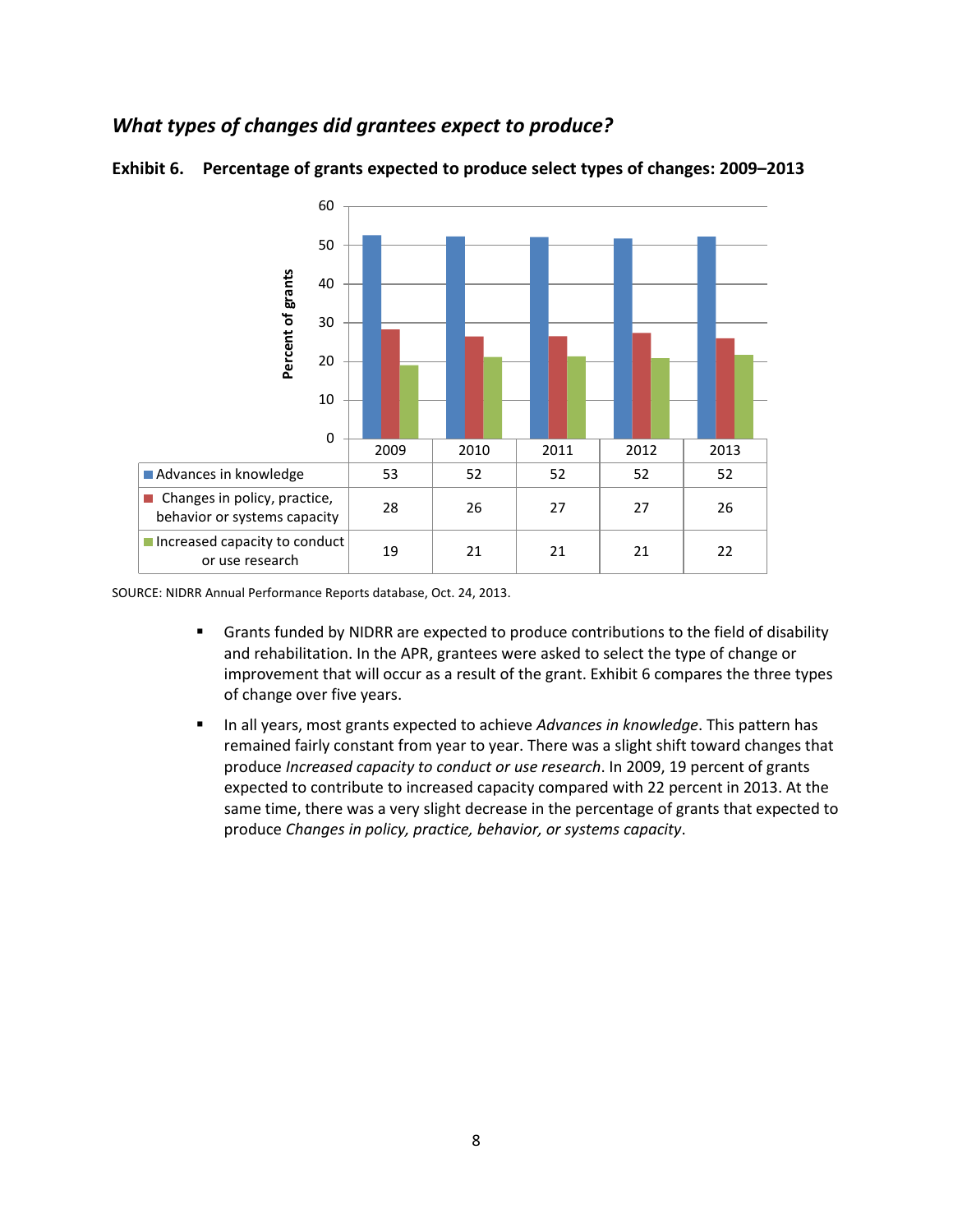### *What types of changes did grantees expect to produce?*

**Exhibit 6. Percentage of grants expected to produce select types of changes: 2009–2013**

| | 2009 | 2010 | 2011 | 2012 | 2013 |
|---|---|---|---|---|---|
| Advances in knowledge | 53 | 52 | 52 | 52 | 52 |
| Changes in policy, practice, behavior or systems capacity | 28 | 26 | 27 | 27 | 26 |
| Increased capacity to conduct or use research | 19 | 21 | 21 | 21 | 22 |

SOURCE: NIDRR Annual Performance Reports database, Oct. 24, 2013.

- Grants funded by NIDRR are expected to produce contributions to the field of disability and rehabilitation. In the APR, grantees were asked to select the type of change or improvement that will occur as a result of the grant. Exhibit 6 compares the three types of change over five years.
- In all years, most grants expected to achieve *Advances in knowledge*. This pattern has remained fairly constant from year to year. There was a slight shift toward changes that produce *Increased capacity to conduct or use research*. In 2009, 19 percent of grants expected to contribute to increased capacity compared with 22 percent in 2013. At the same time, there was a very slight decrease in the percentage of grants that expected to produce *Changes in policy, practice, behavior, or systems capacity*.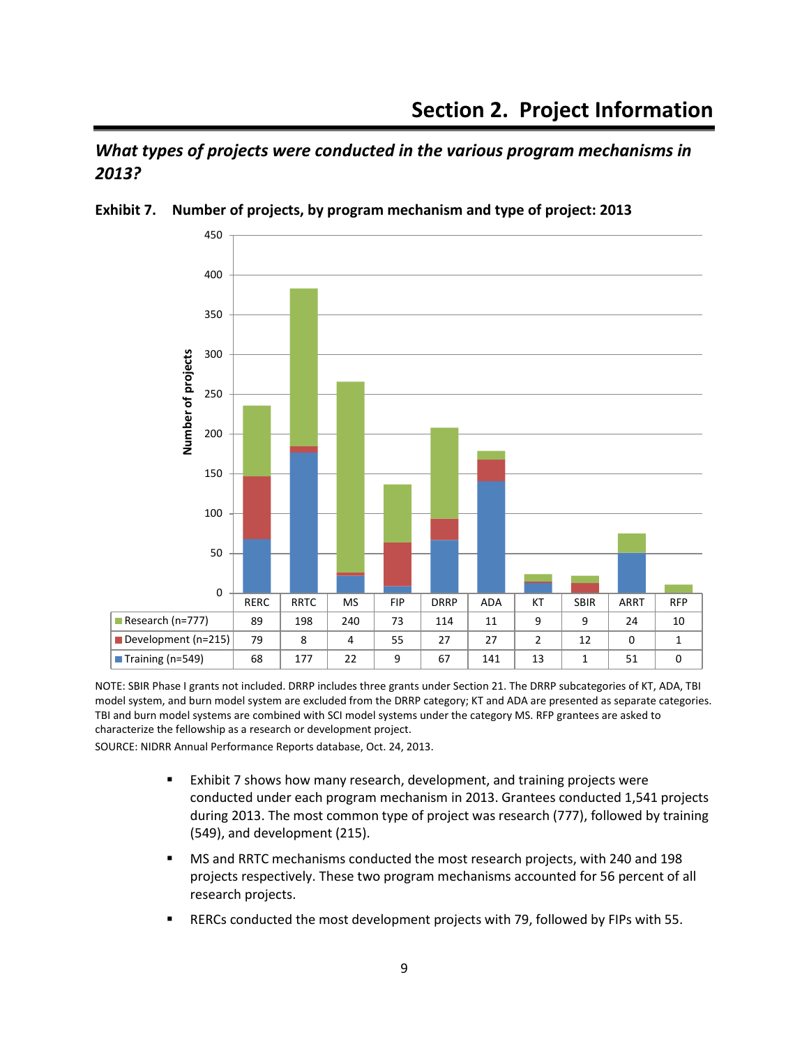# Section 2. Project Information

## *What types of projects were conducted in the various program mechanisms in 2013?*

**Exhibit 7. Number of projects, by program mechanism and type of project: 2013**

| | RERC | RRTC | MS | FIP | DRRP | ADA | KT | SBIR | ARRT | RFP |
|---|---|---|---|---|---|---|---|---|---|---|
| Research (n=777) | 89 | 198 | 240 | 73 | 114 | 11 | 9 | 9 | 24 | 10 |
| Development (n=215) | 79 | 8 | 4 | 55 | 27 | 27 | 2 | 12 | 0 | 1 |
| Training (n=549) | 68 | 177 | 22 | 9 | 67 | 141 | 13 | 1 | 51 | 0 |

NOTE: SBIR Phase I grants not included. DRRP includes three grants under Section 21. The DRRP subcategories of KT, ADA, TBI model system, and burn model system are excluded from the DRRP category; KT and ADA are presented as separate categories. TBI and burn model systems are combined with SCI model systems under the category MS. RFP grantees are asked to characterize the fellowship as a research or development project.

SOURCE: NIDRR Annual Performance Reports database, Oct. 24, 2013.

- Exhibit 7 shows how many research, development, and training projects were conducted under each program mechanism in 2013. Grantees conducted 1,541 projects during 2013. The most common type of project was research (777), followed by training (549), and development (215).
- MS and RRTC mechanisms conducted the most research projects, with 240 and 198 projects respectively. These two program mechanisms accounted for 56 percent of all research projects.
- RERCs conducted the most development projects with 79, followed by FIPs with 55.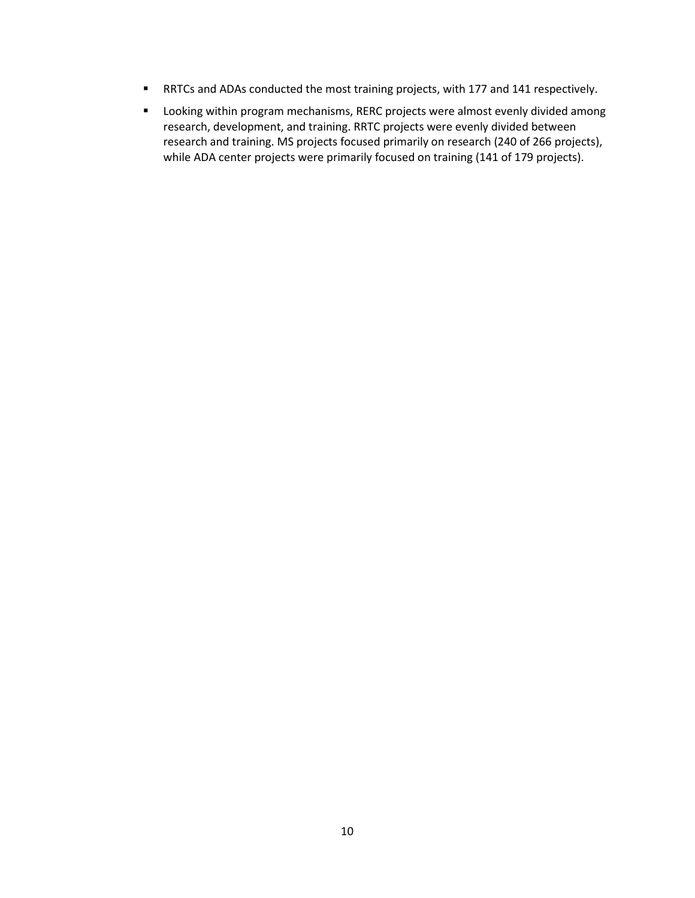- RRTCs and ADAs conducted the most training projects, with 177 and 141 respectively.
- Looking within program mechanisms, RERC projects were almost evenly divided among research, development, and training. RRTC projects were evenly divided between research and training. MS projects focused primarily on research (240 of 266 projects), while ADA center projects were primarily focused on training (141 of 179 projects).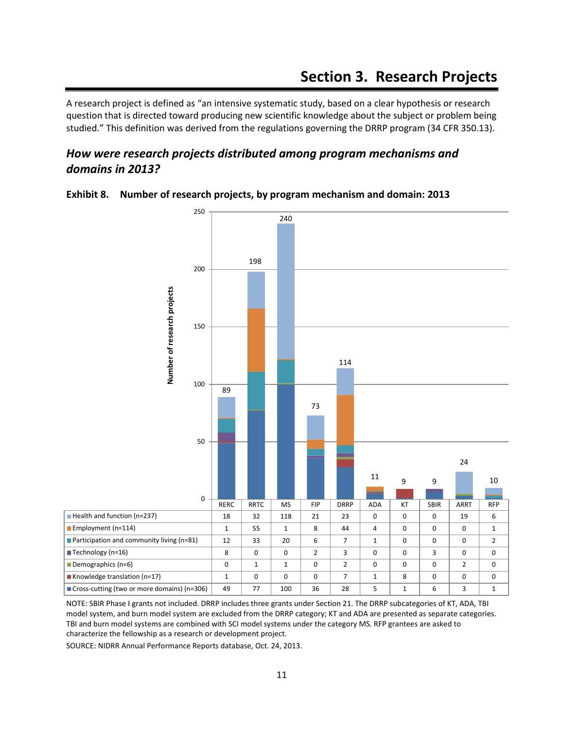# Section 3. Research Projects

A research project is defined as "an intensive systematic study, based on a clear hypothesis or research question that is directed toward producing new scientific knowledge about the subject or problem being studied." This definition was derived from the regulations governing the DRRP program (34 CFR 350.13).

## *How were research projects distributed among program mechanisms and domains in 2013?*

**Exhibit 8. Number of research projects, by program mechanism and domain: 2013**

| | RERC | RRTC | MS | FIP | DRRP | ADA | KT | SBIR | ARRT | RFP |
|---|---|---|---|---|---|---|---|---|---|---|
| Total | 89 | 198 | 240 | 73 | 114 | 11 | 9 | 9 | 24 | 10 |
| Health and function (n=237) | 18 | 32 | 118 | 21 | 23 | 0 | 0 | 0 | 19 | 6 |
| Employment (n=114) | 1 | 55 | 1 | 8 | 44 | 4 | 0 | 0 | 0 | 1 |
| Participation and community living (n=81) | 12 | 33 | 20 | 6 | 7 | 1 | 0 | 0 | 0 | 2 |
| Technology (n=16) | 8 | 0 | 0 | 2 | 3 | 0 | 0 | 3 | 0 | 0 |
| Demographics (n=6) | 0 | 1 | 1 | 0 | 2 | 0 | 0 | 0 | 2 | 0 |
| Knowledge translation (n=17) | 1 | 0 | 0 | 0 | 7 | 1 | 8 | 0 | 0 | 0 |
| Cross-cutting (two or more domains) (n=306) | 49 | 77 | 100 | 36 | 28 | 5 | 1 | 6 | 3 | 1 |

NOTE: SBIR Phase I grants not included. DRRP includes three grants under Section 21. The DRRP subcategories of KT, ADA, TBI model system, and burn model system are excluded from the DRRP category; KT and ADA are presented as separate categories. TBI and burn model systems are combined with SCI model systems under the category MS. RFP grantees are asked to characterize the fellowship as a research or development project.

SOURCE: NIDRR Annual Performance Reports database, Oct. 24, 2013.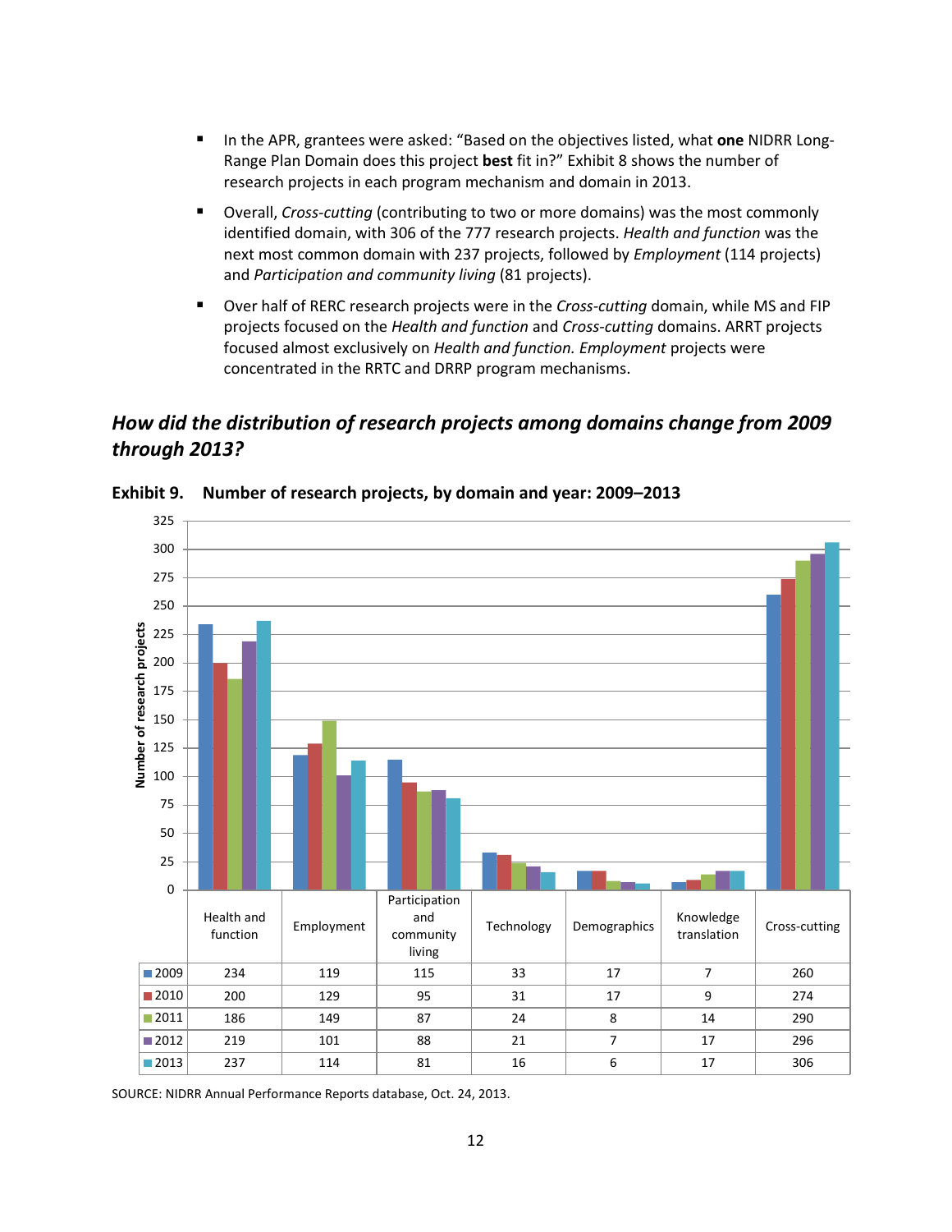- In the APR, grantees were asked: "Based on the objectives listed, what **one** NIDRR Long-Range Plan Domain does this project **best** fit in?" Exhibit 8 shows the number of research projects in each program mechanism and domain in 2013.
- Overall, *Cross-cutting* (contributing to two or more domains) was the most commonly identified domain, with 306 of the 777 research projects. *Health and function* was the next most common domain with 237 projects, followed by *Employment* (114 projects) and *Participation and community living* (81 projects).
- Over half of RERC research projects were in the *Cross-cutting* domain, while MS and FIP projects focused on the *Health and function* and *Cross-cutting* domains. ARRT projects focused almost exclusively on *Health and function. Employment* projects were concentrated in the RRTC and DRRP program mechanisms.

## *How did the distribution of research projects among domains change from 2009 through 2013?*

**Exhibit 9. Number of research projects, by domain and year: 2009–2013**

| | Health and function | Employment | Participation and community living | Technology | Demographics | Knowledge translation | Cross-cutting |
|---|---|---|---|---|---|---|---|
| 2009 | 234 | 119 | 115 | 33 | 17 | 7 | 260 |
| 2010 | 200 | 129 | 95 | 31 | 17 | 9 | 274 |
| 2011 | 186 | 149 | 87 | 24 | 8 | 14 | 290 |
| 2012 | 219 | 101 | 88 | 21 | 7 | 17 | 296 |
| 2013 | 237 | 114 | 81 | 16 | 6 | 17 | 306 |

SOURCE: NIDRR Annual Performance Reports database, Oct. 24, 2013.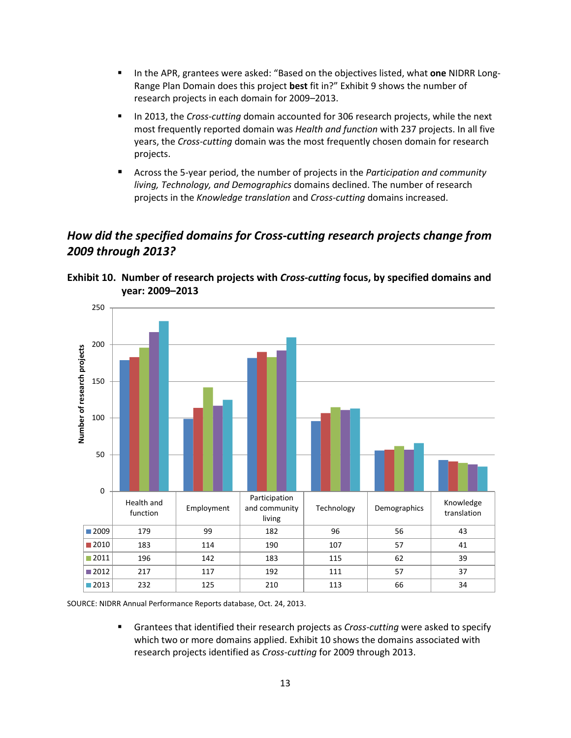- In the APR, grantees were asked: "Based on the objectives listed, what **one** NIDRR Long-Range Plan Domain does this project **best** fit in?" Exhibit 9 shows the number of research projects in each domain for 2009–2013.
- In 2013, the *Cross-cutting* domain accounted for 306 research projects, while the next most frequently reported domain was *Health and function* with 237 projects. In all five years, the *Cross-cutting* domain was the most frequently chosen domain for research projects.
- Across the 5-year period, the number of projects in the *Participation and community living, Technology, and Demographics* domains declined. The number of research projects in the *Knowledge translation* and *Cross-cutting* domains increased.

## *How did the specified domains for Cross-cutting research projects change from 2009 through 2013?*

**Exhibit 10. Number of research projects with *Cross-cutting* focus, by specified domains and year: 2009–2013**

| | Health and function | Employment | Participation and community living | Technology | Demographics | Knowledge translation |
|---|---|---|---|---|---|---|
| 2009 | 179 | 99 | 182 | 96 | 56 | 43 |
| 2010 | 183 | 114 | 190 | 107 | 57 | 41 |
| 2011 | 196 | 142 | 183 | 115 | 62 | 39 |
| 2012 | 217 | 117 | 192 | 111 | 57 | 37 |
| 2013 | 232 | 125 | 210 | 113 | 66 | 34 |

SOURCE: NIDRR Annual Performance Reports database, Oct. 24, 2013.

- Grantees that identified their research projects as *Cross-cutting* were asked to specify which two or more domains applied. Exhibit 10 shows the domains associated with research projects identified as *Cross-cutting* for 2009 through 2013.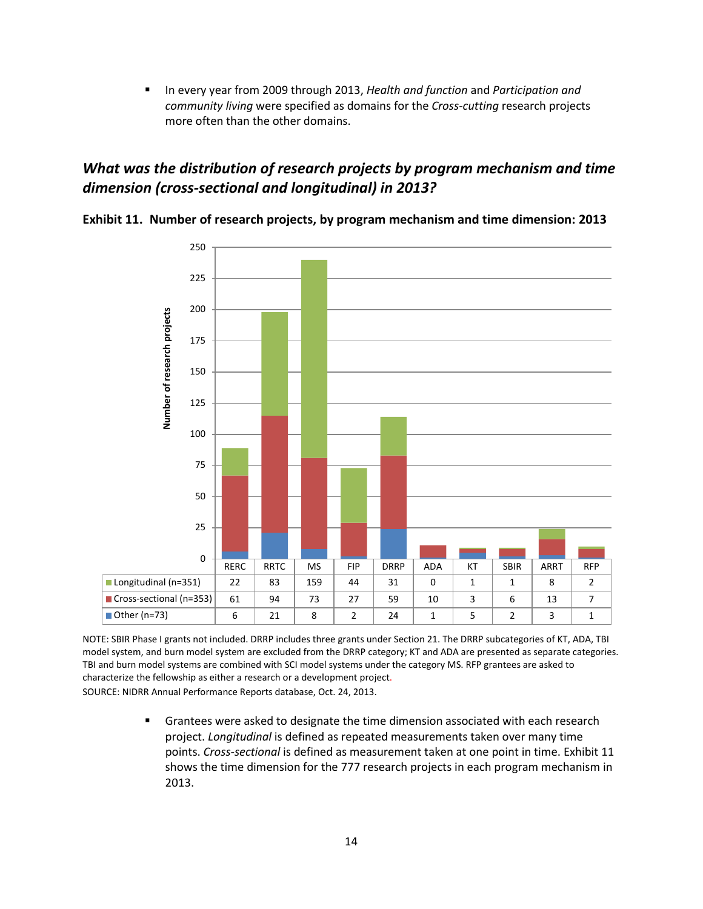- In every year from 2009 through 2013, *Health and function* and *Participation and community living* were specified as domains for the *Cross-cutting* research projects more often than the other domains.

## *What was the distribution of research projects by program mechanism and time dimension (cross-sectional and longitudinal) in 2013?*

**Exhibit 11. Number of research projects, by program mechanism and time dimension: 2013**

| | RERC | RRTC | MS | FIP | DRRP | ADA | KT | SBIR | ARRT | RFP |
|---|---|---|---|---|---|---|---|---|---|---|
| Longitudinal (n=351) | 22 | 83 | 159 | 44 | 31 | 0 | 1 | 1 | 8 | 2 |
| Cross-sectional (n=353) | 61 | 94 | 73 | 27 | 59 | 10 | 3 | 6 | 13 | 7 |
| Other (n=73) | 6 | 21 | 8 | 2 | 24 | 1 | 5 | 2 | 3 | 1 |

NOTE: SBIR Phase I grants not included. DRRP includes three grants under Section 21. The DRRP subcategories of KT, ADA, TBI model system, and burn model system are excluded from the DRRP category; KT and ADA are presented as separate categories. TBI and burn model systems are combined with SCI model systems under the category MS. RFP grantees are asked to characterize the fellowship as either a research or a development project.

SOURCE: NIDRR Annual Performance Reports database, Oct. 24, 2013.

- Grantees were asked to designate the time dimension associated with each research project. *Longitudinal* is defined as repeated measurements taken over many time points. *Cross-sectional* is defined as measurement taken at one point in time. Exhibit 11 shows the time dimension for the 777 research projects in each program mechanism in 2013.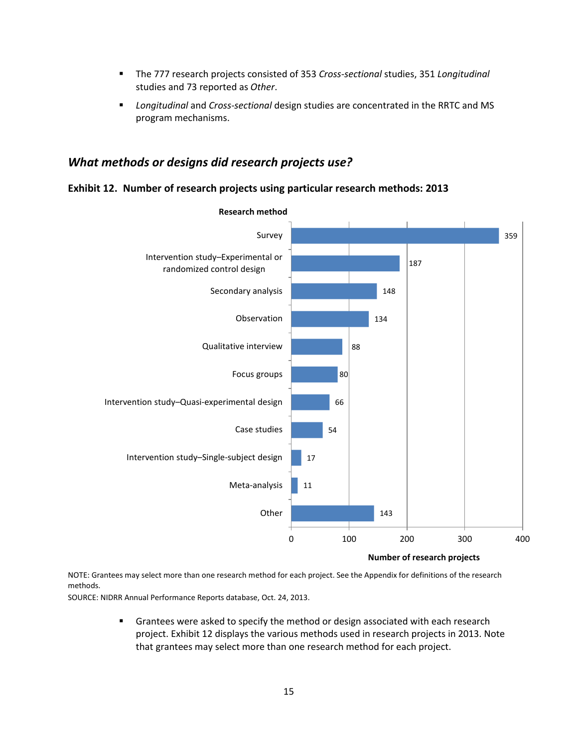- The 777 research projects consisted of 353 *Cross-sectional* studies, 351 *Longitudinal* studies and 73 reported as *Other*.
- *Longitudinal* and *Cross-sectional* design studies are concentrated in the RRTC and MS program mechanisms.

## *What methods or designs did research projects use?*

**Exhibit 12. Number of research projects using particular research methods: 2013**

| Research method | Number of research projects |
| --- | --- |
| Survey | 359 |
| Intervention study–Experimental or randomized control design | 187 |
| Secondary analysis | 148 |
| Observation | 134 |
| Qualitative interview | 88 |
| Focus groups | 80 |
| Intervention study–Quasi-experimental design | 66 |
| Case studies | 54 |
| Intervention study–Single-subject design | 17 |
| Meta-analysis | 11 |
| Other | 143 |

NOTE: Grantees may select more than one research method for each project. See the Appendix for definitions of the research methods.
SOURCE: NIDRR Annual Performance Reports database, Oct. 24, 2013.

- Grantees were asked to specify the method or design associated with each research project. Exhibit 12 displays the various methods used in research projects in 2013. Note that grantees may select more than one research method for each project.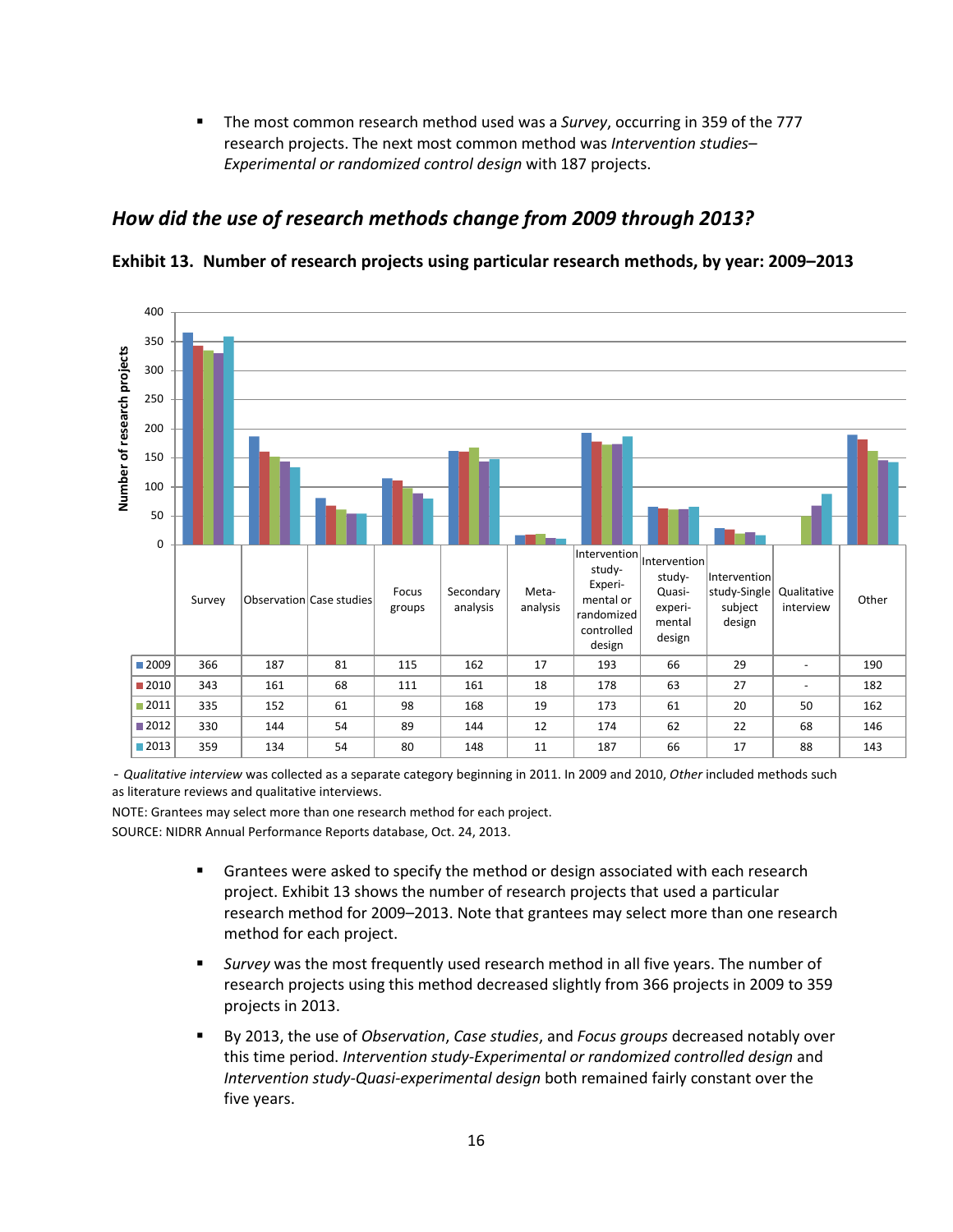- The most common research method used was a *Survey*, occurring in 359 of the 777 research projects. The next most common method was *Intervention studies–Experimental or randomized control design* with 187 projects.

## *How did the use of research methods change from 2009 through 2013?*

**Exhibit 13. Number of research projects using particular research methods, by year: 2009–2013**

| | Survey | Observation | Case studies | Focus groups | Secondary analysis | Meta-analysis | Intervention study-Experimental or randomized controlled design | Intervention study-Quasi-experimental design | Intervention study-Single subject design | Qualitative interview | Other |
|---|---|---|---|---|---|---|---|---|---|---|---|
| 2009 | 366 | 187 | 81 | 115 | 162 | 17 | 193 | 66 | 29 | - | 190 |
| 2010 | 343 | 161 | 68 | 111 | 161 | 18 | 178 | 63 | 27 | - | 182 |
| 2011 | 335 | 152 | 61 | 98 | 168 | 19 | 173 | 61 | 20 | 50 | 162 |
| 2012 | 330 | 144 | 54 | 89 | 144 | 12 | 174 | 62 | 22 | 68 | 146 |
| 2013 | 359 | 134 | 54 | 80 | 148 | 11 | 187 | 66 | 17 | 88 | 143 |

\- *Qualitative interview* was collected as a separate category beginning in 2011. In 2009 and 2010, *Other* included methods such as literature reviews and qualitative interviews.

NOTE: Grantees may select more than one research method for each project.

SOURCE: NIDRR Annual Performance Reports database, Oct. 24, 2013.

- Grantees were asked to specify the method or design associated with each research project. Exhibit 13 shows the number of research projects that used a particular research method for 2009–2013. Note that grantees may select more than one research method for each project.
- *Survey* was the most frequently used research method in all five years. The number of research projects using this method decreased slightly from 366 projects in 2009 to 359 projects in 2013.
- By 2013, the use of *Observation*, *Case studies*, and *Focus groups* decreased notably over this time period. *Intervention study-Experimental or randomized controlled design* and *Intervention study-Quasi-experimental design* both remained fairly constant over the five years.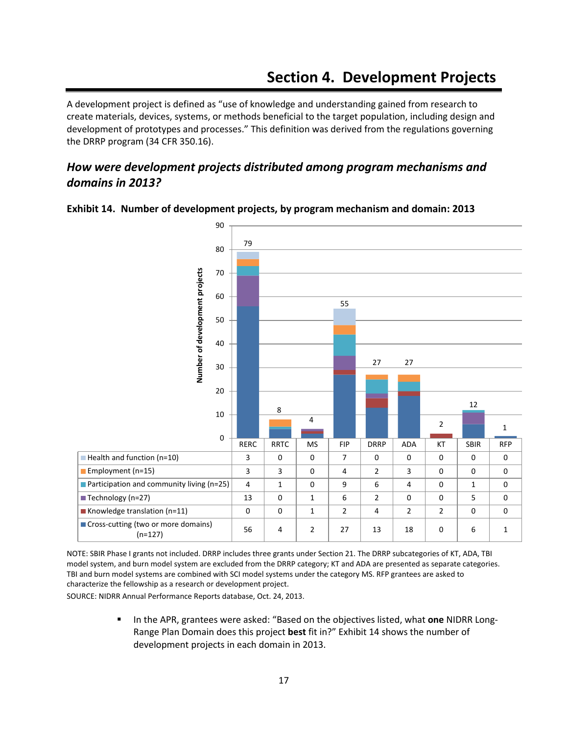# Section 4. Development Projects

A development project is defined as "use of knowledge and understanding gained from research to create materials, devices, systems, or methods beneficial to the target population, including design and development of prototypes and processes." This definition was derived from the regulations governing the DRRP program (34 CFR 350.16).

## *How were development projects distributed among program mechanisms and domains in 2013?*

**Exhibit 14. Number of development projects, by program mechanism and domain: 2013**

| | RERC | RRTC | MS | FIP | DRRP | ADA | KT | SBIR | RFP |
|---|---|---|---|---|---|---|---|---|---|
| Total | 79 | 8 | 4 | 55 | 27 | 27 | 2 | 12 | 1 |
| Health and function (n=10) | 3 | 0 | 0 | 7 | 0 | 0 | 0 | 0 | 0 |
| Employment (n=15) | 3 | 3 | 0 | 4 | 2 | 3 | 0 | 0 | 0 |
| Participation and community living (n=25) | 4 | 1 | 0 | 9 | 6 | 4 | 0 | 1 | 0 |
| Technology (n=27) | 13 | 0 | 1 | 6 | 2 | 0 | 0 | 5 | 0 |
| Knowledge translation (n=11) | 0 | 0 | 1 | 2 | 4 | 2 | 2 | 0 | 0 |
| Cross-cutting (two or more domains) (n=127) | 56 | 4 | 2 | 27 | 13 | 18 | 0 | 6 | 1 |

NOTE: SBIR Phase I grants not included. DRRP includes three grants under Section 21. The DRRP subcategories of KT, ADA, TBI model system, and burn model system are excluded from the DRRP category; KT and ADA are presented as separate categories. TBI and burn model systems are combined with SCI model systems under the category MS. RFP grantees are asked to characterize the fellowship as a research or development project.

SOURCE: NIDRR Annual Performance Reports database, Oct. 24, 2013.

- In the APR, grantees were asked: "Based on the objectives listed, what **one** NIDRR Long-Range Plan Domain does this project **best** fit in?" Exhibit 14 shows the number of development projects in each domain in 2013.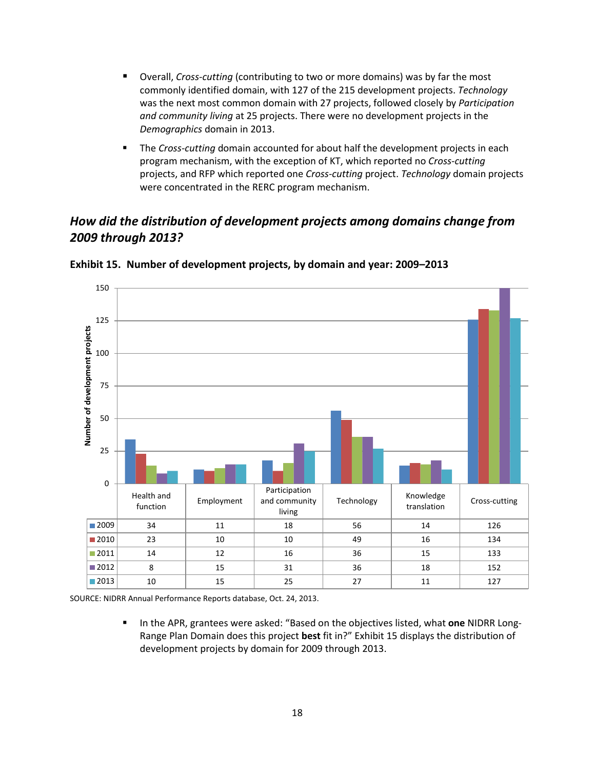- Overall, *Cross-cutting* (contributing to two or more domains) was by far the most commonly identified domain, with 127 of the 215 development projects. *Technology* was the next most common domain with 27 projects, followed closely by *Participation and community living* at 25 projects. There were no development projects in the *Demographics* domain in 2013.
- The *Cross-cutting* domain accounted for about half the development projects in each program mechanism, with the exception of KT, which reported no *Cross-cutting* projects, and RFP which reported one *Cross-cutting* project. *Technology* domain projects were concentrated in the RERC program mechanism.

## *How did the distribution of development projects among domains change from 2009 through 2013?*

**Exhibit 15. Number of development projects, by domain and year: 2009–2013**

| | Health and function | Employment | Participation and community living | Technology | Knowledge translation | Cross-cutting |
|---|---|---|---|---|---|---|
| 2009 | 34 | 11 | 18 | 56 | 14 | 126 |
| 2010 | 23 | 10 | 10 | 49 | 16 | 134 |
| 2011 | 14 | 12 | 16 | 36 | 15 | 133 |
| 2012 | 8 | 15 | 31 | 36 | 18 | 152 |
| 2013 | 10 | 15 | 25 | 27 | 11 | 127 |

SOURCE: NIDRR Annual Performance Reports database, Oct. 24, 2013.

- In the APR, grantees were asked: "Based on the objectives listed, what **one** NIDRR Long-Range Plan Domain does this project **best** fit in?" Exhibit 15 displays the distribution of development projects by domain for 2009 through 2013.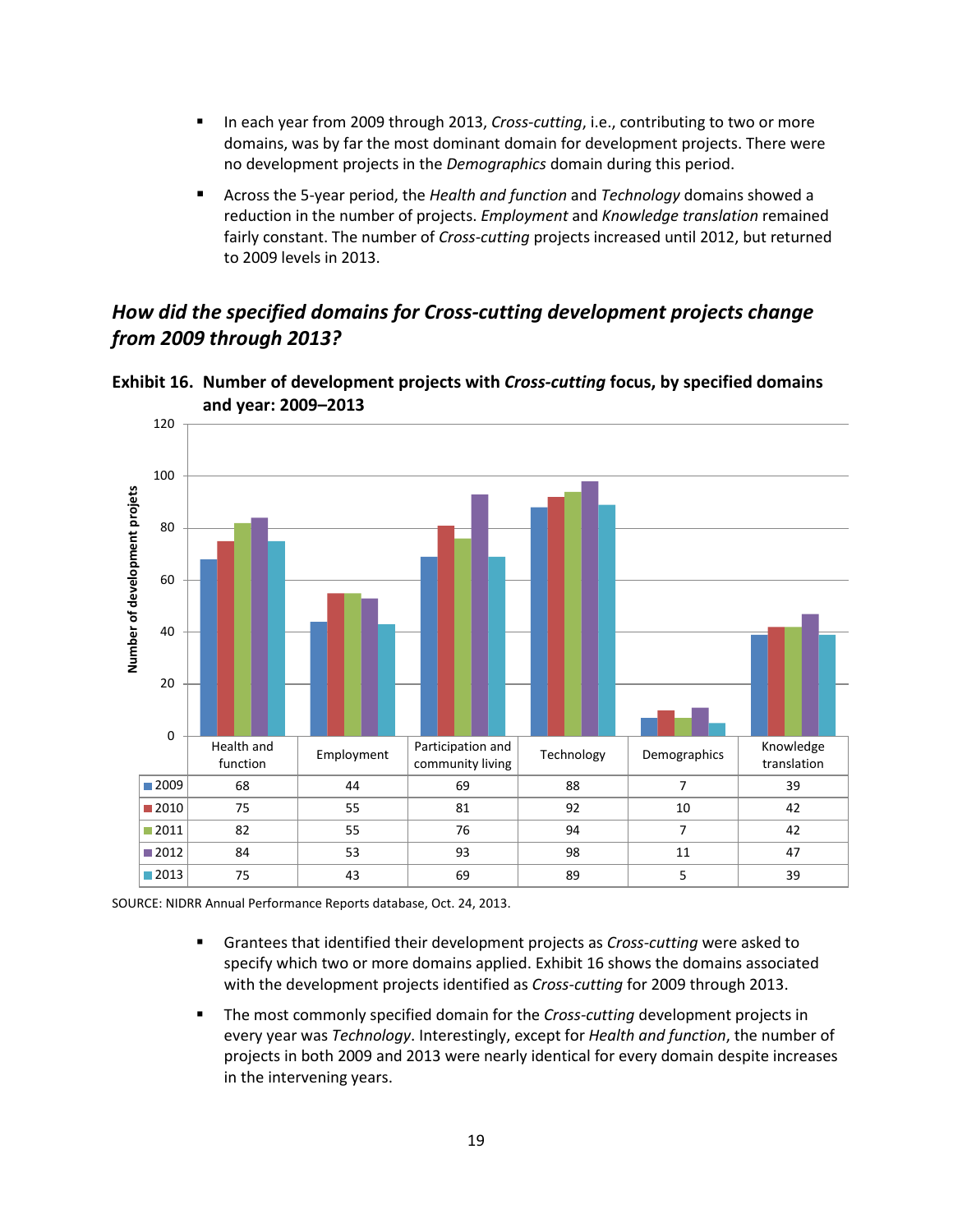- In each year from 2009 through 2013, *Cross-cutting*, i.e., contributing to two or more domains, was by far the most dominant domain for development projects. There were no development projects in the *Demographics* domain during this period.
- Across the 5-year period, the *Health and function* and *Technology* domains showed a reduction in the number of projects. *Employment* and *Knowledge translation* remained fairly constant. The number of *Cross-cutting* projects increased until 2012, but returned to 2009 levels in 2013.

## *How did the specified domains for Cross-cutting development projects change from 2009 through 2013?*

**Exhibit 16. Number of development projects with *Cross-cutting* focus, by specified domains and year: 2009–2013**

| | Health and function | Employment | Participation and community living | Technology | Demographics | Knowledge translation |
|---|---|---|---|---|---|---|
| 2009 | 68 | 44 | 69 | 88 | 7 | 39 |
| 2010 | 75 | 55 | 81 | 92 | 10 | 42 |
| 2011 | 82 | 55 | 76 | 94 | 7 | 42 |
| 2012 | 84 | 53 | 93 | 98 | 11 | 47 |
| 2013 | 75 | 43 | 69 | 89 | 5 | 39 |

SOURCE: NIDRR Annual Performance Reports database, Oct. 24, 2013.

- Grantees that identified their development projects as *Cross-cutting* were asked to specify which two or more domains applied. Exhibit 16 shows the domains associated with the development projects identified as *Cross-cutting* for 2009 through 2013.
- The most commonly specified domain for the *Cross-cutting* development projects in every year was *Technology*. Interestingly, except for *Health and function*, the number of projects in both 2009 and 2013 were nearly identical for every domain despite increases in the intervening years.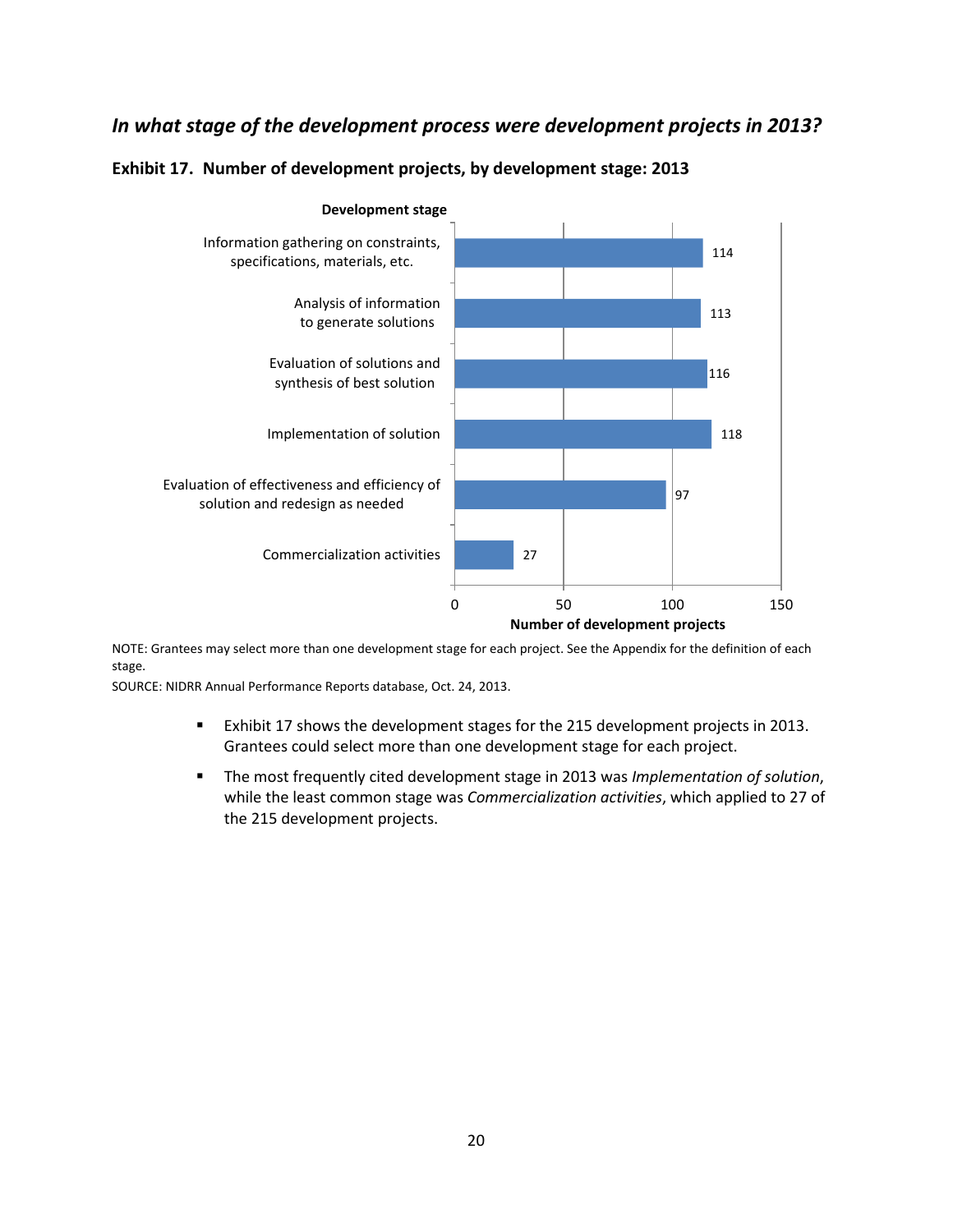### *In what stage of the development process were development projects in 2013?*

**Exhibit 17. Number of development projects, by development stage: 2013**

| Development stage | Number of development projects |
|---|---|
| Information gathering on constraints, specifications, materials, etc. | 114 |
| Analysis of information to generate solutions | 113 |
| Evaluation of solutions and synthesis of best solution | 116 |
| Implementation of solution | 118 |
| Evaluation of effectiveness and efficiency of solution and redesign as needed | 97 |
| Commercialization activities | 27 |

NOTE: Grantees may select more than one development stage for each project. See the Appendix for the definition of each stage.
SOURCE: NIDRR Annual Performance Reports database, Oct. 24, 2013.

- Exhibit 17 shows the development stages for the 215 development projects in 2013. Grantees could select more than one development stage for each project.
- The most frequently cited development stage in 2013 was *Implementation of solution*, while the least common stage was *Commercialization activities*, which applied to 27 of the 215 development projects.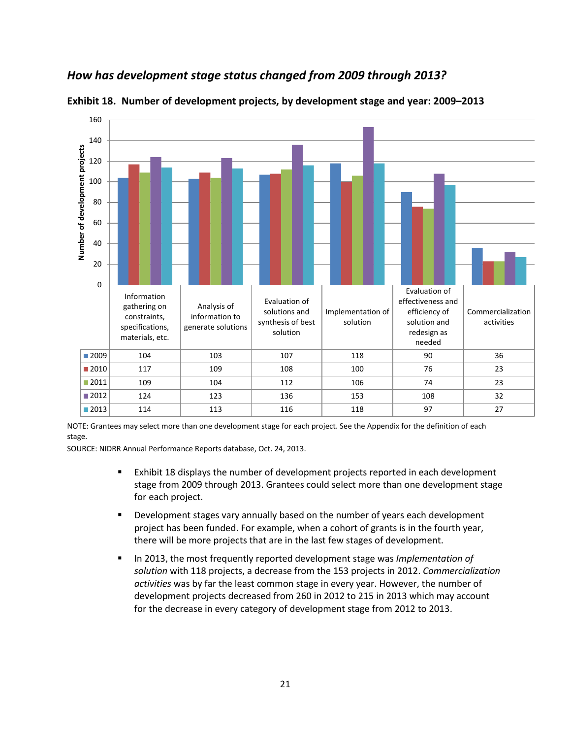### *How has development stage status changed from 2009 through 2013?*

**Exhibit 18. Number of development projects, by development stage and year: 2009–2013**

| | Information gathering on constraints, specifications, materials, etc. | Analysis of information to generate solutions | Evaluation of solutions and synthesis of best solution | Implementation of solution | Evaluation of effectiveness and efficiency of solution and redesign as needed | Commercialization activities |
|---|---|---|---|---|---|---|
| 2009 | 104 | 103 | 107 | 118 | 90 | 36 |
| 2010 | 117 | 109 | 108 | 100 | 76 | 23 |
| 2011 | 109 | 104 | 112 | 106 | 74 | 23 |
| 2012 | 124 | 123 | 136 | 153 | 108 | 32 |
| 2013 | 114 | 113 | 116 | 118 | 97 | 27 |

NOTE: Grantees may select more than one development stage for each project. See the Appendix for the definition of each stage.

SOURCE: NIDRR Annual Performance Reports database, Oct. 24, 2013.

- Exhibit 18 displays the number of development projects reported in each development stage from 2009 through 2013. Grantees could select more than one development stage for each project.
- Development stages vary annually based on the number of years each development project has been funded. For example, when a cohort of grants is in the fourth year, there will be more projects that are in the last few stages of development.
- In 2013, the most frequently reported development stage was *Implementation of solution* with 118 projects, a decrease from the 153 projects in 2012. *Commercialization activities* was by far the least common stage in every year. However, the number of development projects decreased from 260 in 2012 to 215 in 2013 which may account for the decrease in every category of development stage from 2012 to 2013.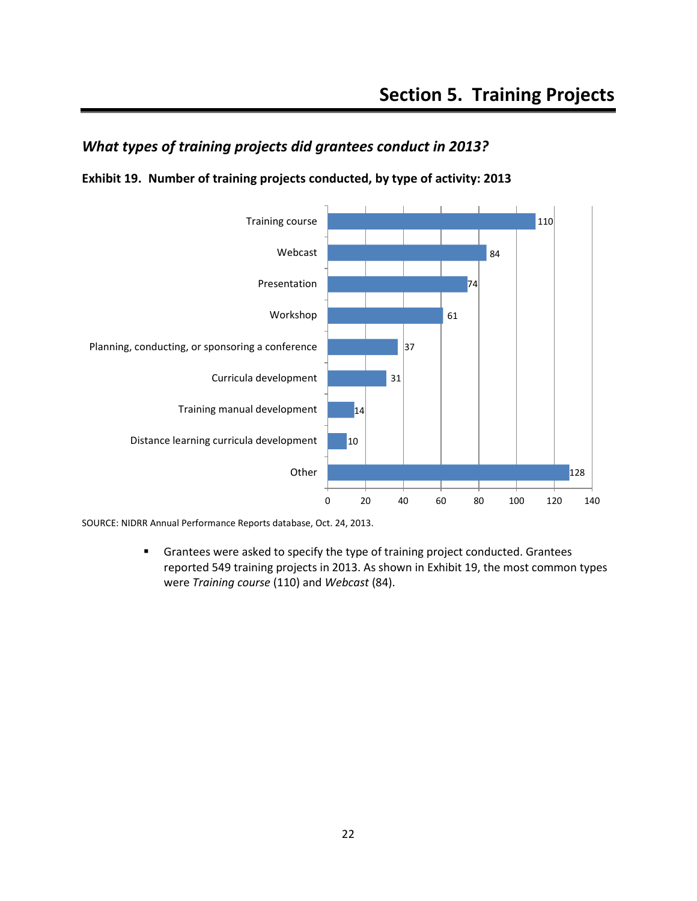# Section 5. Training Projects

## *What types of training projects did grantees conduct in 2013?*

**Exhibit 19. Number of training projects conducted, by type of activity: 2013**

| Type of activity | Number |
|---|---|
| Training course | 110 |
| Webcast | 84 |
| Presentation | 74 |
| Workshop | 61 |
| Planning, conducting, or sponsoring a conference | 37 |
| Curricula development | 31 |
| Training manual development | 14 |
| Distance learning curricula development | 10 |
| Other | 128 |

SOURCE: NIDRR Annual Performance Reports database, Oct. 24, 2013.

- Grantees were asked to specify the type of training project conducted. Grantees reported 549 training projects in 2013. As shown in Exhibit 19, the most common types were *Training course* (110) and *Webcast* (84).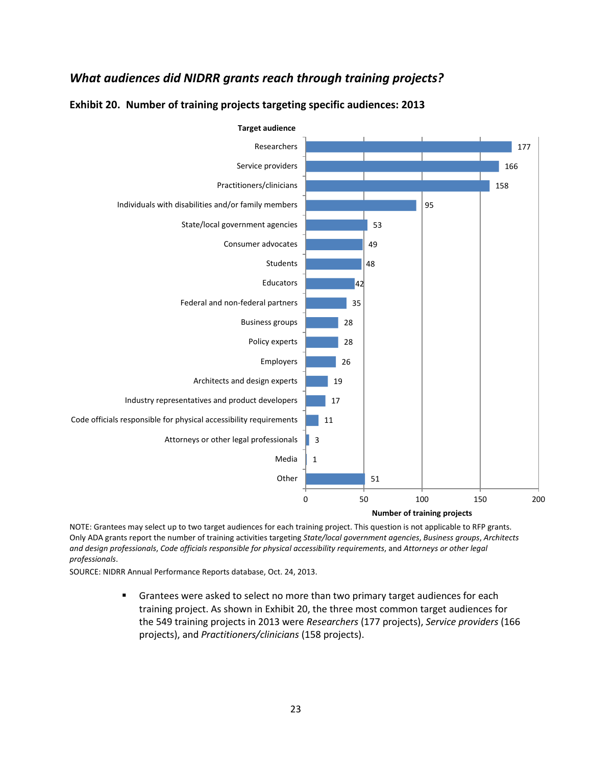### *What audiences did NIDRR grants reach through training projects?*

**Exhibit 20. Number of training projects targeting specific audiences: 2013**

| Target audience | Number of training projects |
|---|---|
| Researchers | 177 |
| Service providers | 166 |
| Practitioners/clinicians | 158 |
| Individuals with disabilities and/or family members | 95 |
| State/local government agencies | 53 |
| Consumer advocates | 49 |
| Students | 48 |
| Educators | 42 |
| Federal and non-federal partners | 35 |
| Business groups | 28 |
| Policy experts | 28 |
| Employers | 26 |
| Architects and design experts | 19 |
| Industry representatives and product developers | 17 |
| Code officials responsible for physical accessibility requirements | 11 |
| Attorneys or other legal professionals | 3 |
| Media | 1 |
| Other | 51 |

NOTE: Grantees may select up to two target audiences for each training project. This question is not applicable to RFP grants. Only ADA grants report the number of training activities targeting *State/local government agencies*, *Business groups*, *Architects and design professionals*, *Code officials responsible for physical accessibility requirements*, and *Attorneys or other legal professionals*.

SOURCE: NIDRR Annual Performance Reports database, Oct. 24, 2013.

- Grantees were asked to select no more than two primary target audiences for each training project. As shown in Exhibit 20, the three most common target audiences for the 549 training projects in 2013 were *Researchers* (177 projects), *Service providers* (166 projects), and *Practitioners/clinicians* (158 projects).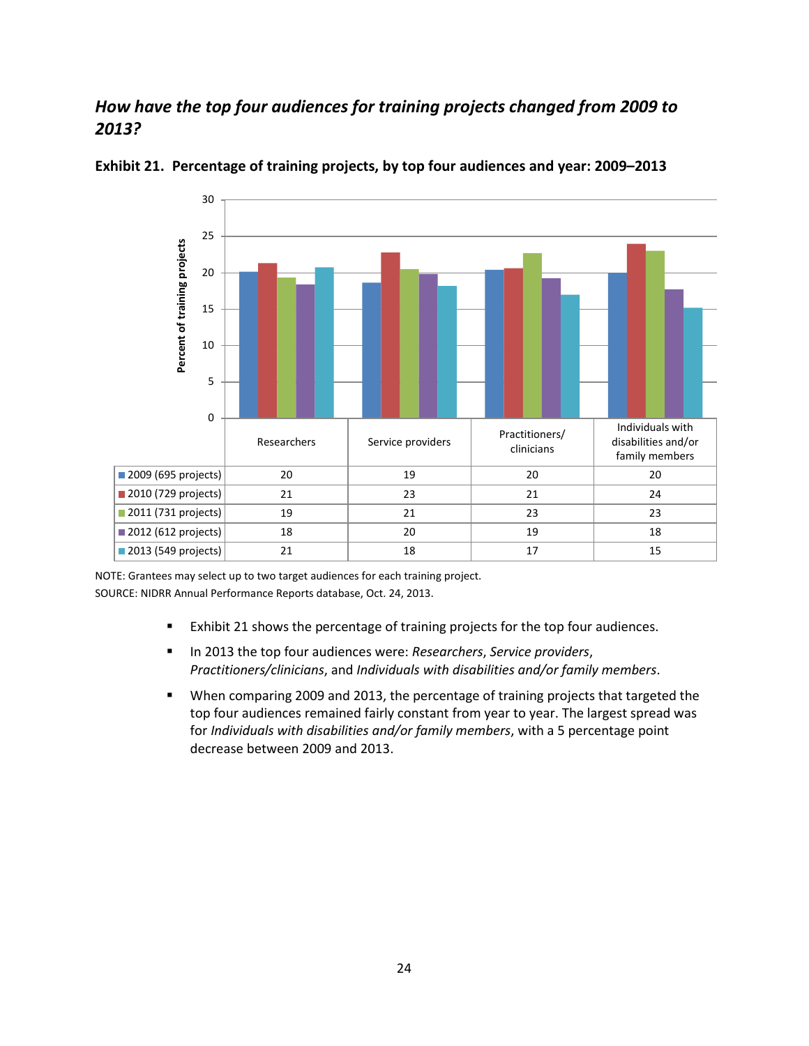### *How have the top four audiences for training projects changed from 2009 to 2013?*

**Exhibit 21. Percentage of training projects, by top four audiences and year: 2009–2013**

| | Researchers | Service providers | Practitioners/ clinicians | Individuals with disabilities and/or family members |
|---|---|---|---|---|
| 2009 (695 projects) | 20 | 19 | 20 | 20 |
| 2010 (729 projects) | 21 | 23 | 21 | 24 |
| 2011 (731 projects) | 19 | 21 | 23 | 23 |
| 2012 (612 projects) | 18 | 20 | 19 | 18 |
| 2013 (549 projects) | 21 | 18 | 17 | 15 |

NOTE: Grantees may select up to two target audiences for each training project.
SOURCE: NIDRR Annual Performance Reports database, Oct. 24, 2013.

- Exhibit 21 shows the percentage of training projects for the top four audiences.
- In 2013 the top four audiences were: *Researchers*, *Service providers*, *Practitioners/clinicians*, and *Individuals with disabilities and/or family members*.
- When comparing 2009 and 2013, the percentage of training projects that targeted the top four audiences remained fairly constant from year to year. The largest spread was for *Individuals with disabilities and/or family members*, with a 5 percentage point decrease between 2009 and 2013.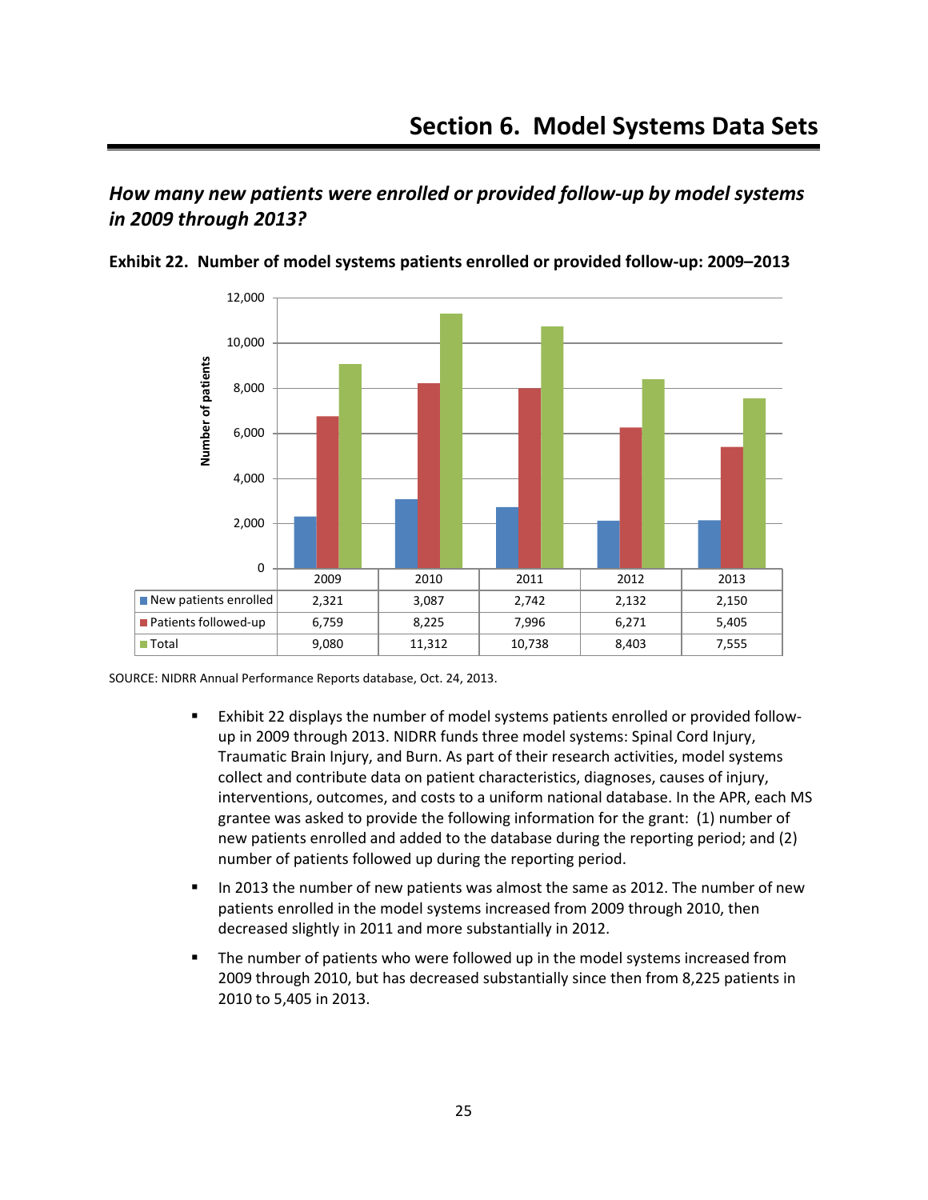# Section 6. Model Systems Data Sets

## *How many new patients were enrolled or provided follow-up by model systems in 2009 through 2013?*

**Exhibit 22. Number of model systems patients enrolled or provided follow-up: 2009–2013**

| | 2009 | 2010 | 2011 | 2012 | 2013 |
|---|---|---|---|---|---|
| New patients enrolled | 2,321 | 3,087 | 2,742 | 2,132 | 2,150 |
| Patients followed-up | 6,759 | 8,225 | 7,996 | 6,271 | 5,405 |
| Total | 9,080 | 11,312 | 10,738 | 8,403 | 7,555 |

SOURCE: NIDRR Annual Performance Reports database, Oct. 24, 2013.

- Exhibit 22 displays the number of model systems patients enrolled or provided follow-up in 2009 through 2013. NIDRR funds three model systems: Spinal Cord Injury, Traumatic Brain Injury, and Burn. As part of their research activities, model systems collect and contribute data on patient characteristics, diagnoses, causes of injury, interventions, outcomes, and costs to a uniform national database. In the APR, each MS grantee was asked to provide the following information for the grant: (1) number of new patients enrolled and added to the database during the reporting period; and (2) number of patients followed up during the reporting period.
- In 2013 the number of new patients was almost the same as 2012. The number of new patients enrolled in the model systems increased from 2009 through 2010, then decreased slightly in 2011 and more substantially in 2012.
- The number of patients who were followed up in the model systems increased from 2009 through 2010, but has decreased substantially since then from 8,225 patients in 2010 to 5,405 in 2013.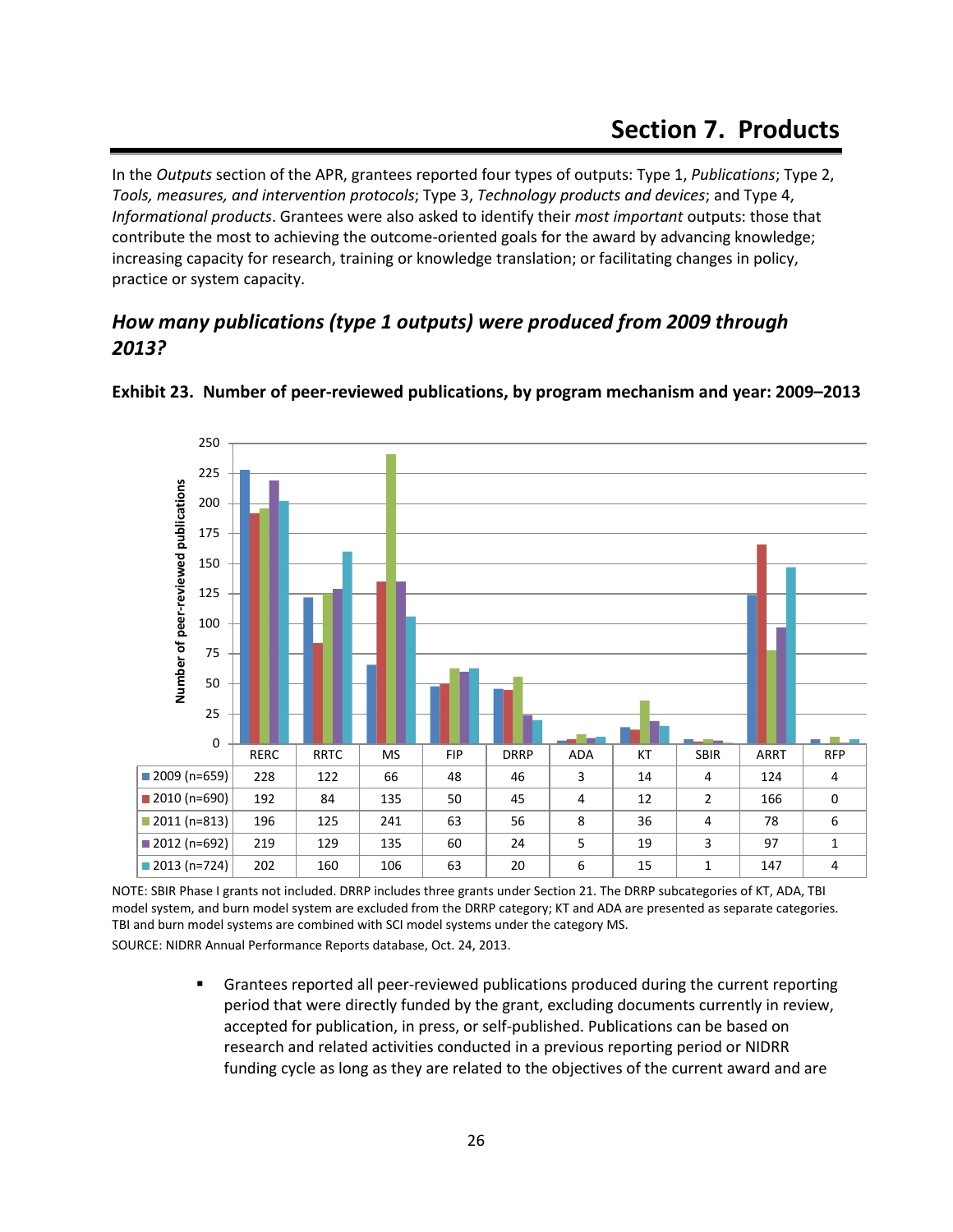# Section 7. Products

In the *Outputs* section of the APR, grantees reported four types of outputs: Type 1, *Publications*; Type 2, *Tools, measures, and intervention protocols*; Type 3, *Technology products and devices*; and Type 4, *Informational products*. Grantees were also asked to identify their *most important* outputs: those that contribute the most to achieving the outcome-oriented goals for the award by advancing knowledge; increasing capacity for research, training or knowledge translation; or facilitating changes in policy, practice or system capacity.

## *How many publications (type 1 outputs) were produced from 2009 through 2013?*

**Exhibit 23. Number of peer-reviewed publications, by program mechanism and year: 2009–2013**

| | RERC | RRTC | MS | FIP | DRRP | ADA | KT | SBIR | ARRT | RFP |
|---|---|---|---|---|---|---|---|---|---|---|
| 2009 (n=659) | 228 | 122 | 66 | 48 | 46 | 3 | 14 | 4 | 124 | 4 |
| 2010 (n=690) | 192 | 84 | 135 | 50 | 45 | 4 | 12 | 2 | 166 | 0 |
| 2011 (n=813) | 196 | 125 | 241 | 63 | 56 | 8 | 36 | 4 | 78 | 6 |
| 2012 (n=692) | 219 | 129 | 135 | 60 | 24 | 5 | 19 | 3 | 97 | 1 |
| 2013 (n=724) | 202 | 160 | 106 | 63 | 20 | 6 | 15 | 1 | 147 | 4 |

NOTE: SBIR Phase I grants not included. DRRP includes three grants under Section 21. The DRRP subcategories of KT, ADA, TBI model system, and burn model system are excluded from the DRRP category; KT and ADA are presented as separate categories. TBI and burn model systems are combined with SCI model systems under the category MS.

SOURCE: NIDRR Annual Performance Reports database, Oct. 24, 2013.

- Grantees reported all peer-reviewed publications produced during the current reporting period that were directly funded by the grant, excluding documents currently in review, accepted for publication, in press, or self-published. Publications can be based on research and related activities conducted in a previous reporting period or NIDRR funding cycle as long as they are related to the objectives of the current award and are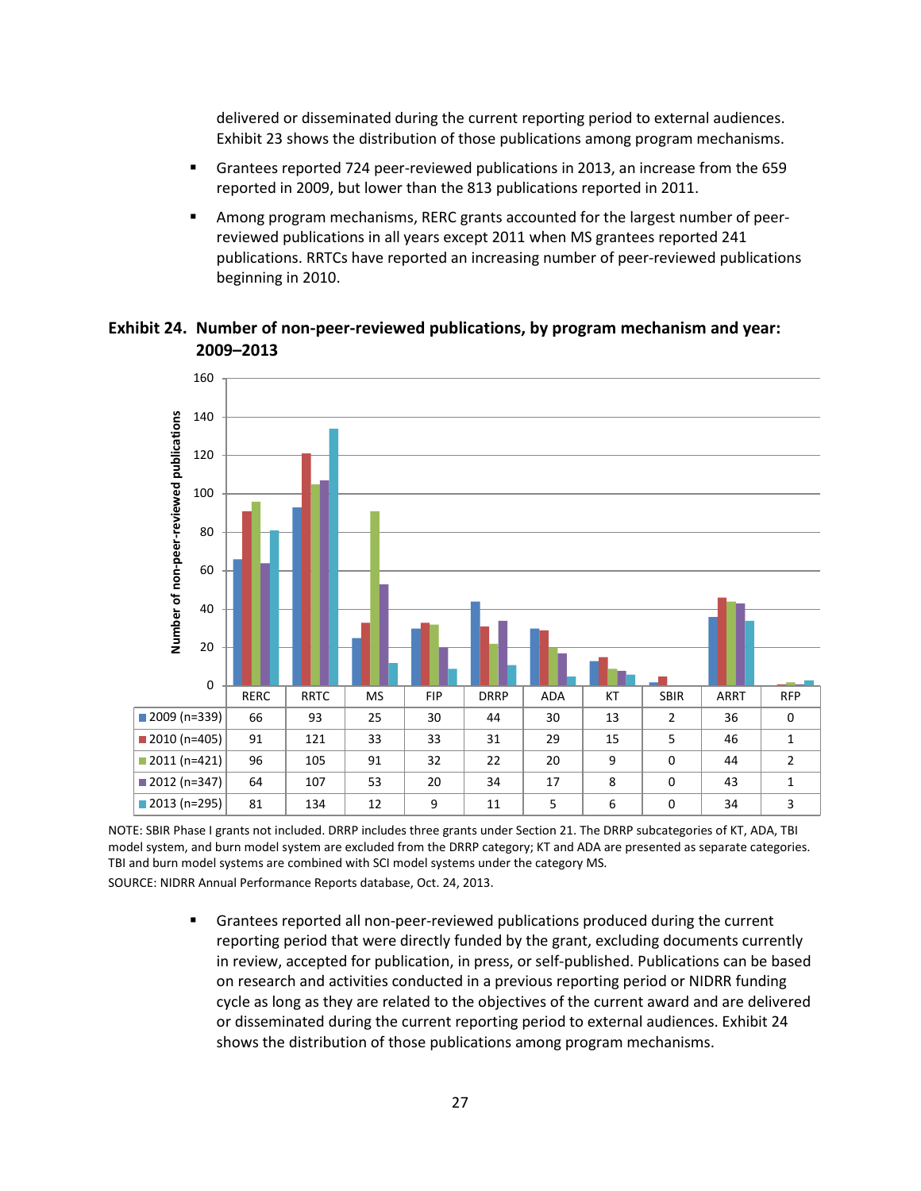delivered or disseminated during the current reporting period to external audiences. Exhibit 23 shows the distribution of those publications among program mechanisms.

- Grantees reported 724 peer-reviewed publications in 2013, an increase from the 659 reported in 2009, but lower than the 813 publications reported in 2011.
- Among program mechanisms, RERC grants accounted for the largest number of peer-reviewed publications in all years except 2011 when MS grantees reported 241 publications. RRTCs have reported an increasing number of peer-reviewed publications beginning in 2010.

**Exhibit 24. Number of non-peer-reviewed publications, by program mechanism and year: 2009–2013**

| | RERC | RRTC | MS | FIP | DRRP | ADA | KT | SBIR | ARRT | RFP |
|---|---|---|---|---|---|---|---|---|---|---|
| 2009 (n=339) | 66 | 93 | 25 | 30 | 44 | 30 | 13 | 2 | 36 | 0 |
| 2010 (n=405) | 91 | 121 | 33 | 33 | 31 | 29 | 15 | 5 | 46 | 1 |
| 2011 (n=421) | 96 | 105 | 91 | 32 | 22 | 20 | 9 | 0 | 44 | 2 |
| 2012 (n=347) | 64 | 107 | 53 | 20 | 34 | 17 | 8 | 0 | 43 | 1 |
| 2013 (n=295) | 81 | 134 | 12 | 9 | 11 | 5 | 6 | 0 | 34 | 3 |

NOTE: SBIR Phase I grants not included. DRRP includes three grants under Section 21. The DRRP subcategories of KT, ADA, TBI model system, and burn model system are excluded from the DRRP category; KT and ADA are presented as separate categories. TBI and burn model systems are combined with SCI model systems under the category MS.

SOURCE: NIDRR Annual Performance Reports database, Oct. 24, 2013.

- Grantees reported all non-peer-reviewed publications produced during the current reporting period that were directly funded by the grant, excluding documents currently in review, accepted for publication, in press, or self-published. Publications can be based on research and activities conducted in a previous reporting period or NIDRR funding cycle as long as they are related to the objectives of the current award and are delivered or disseminated during the current reporting period to external audiences. Exhibit 24 shows the distribution of those publications among program mechanisms.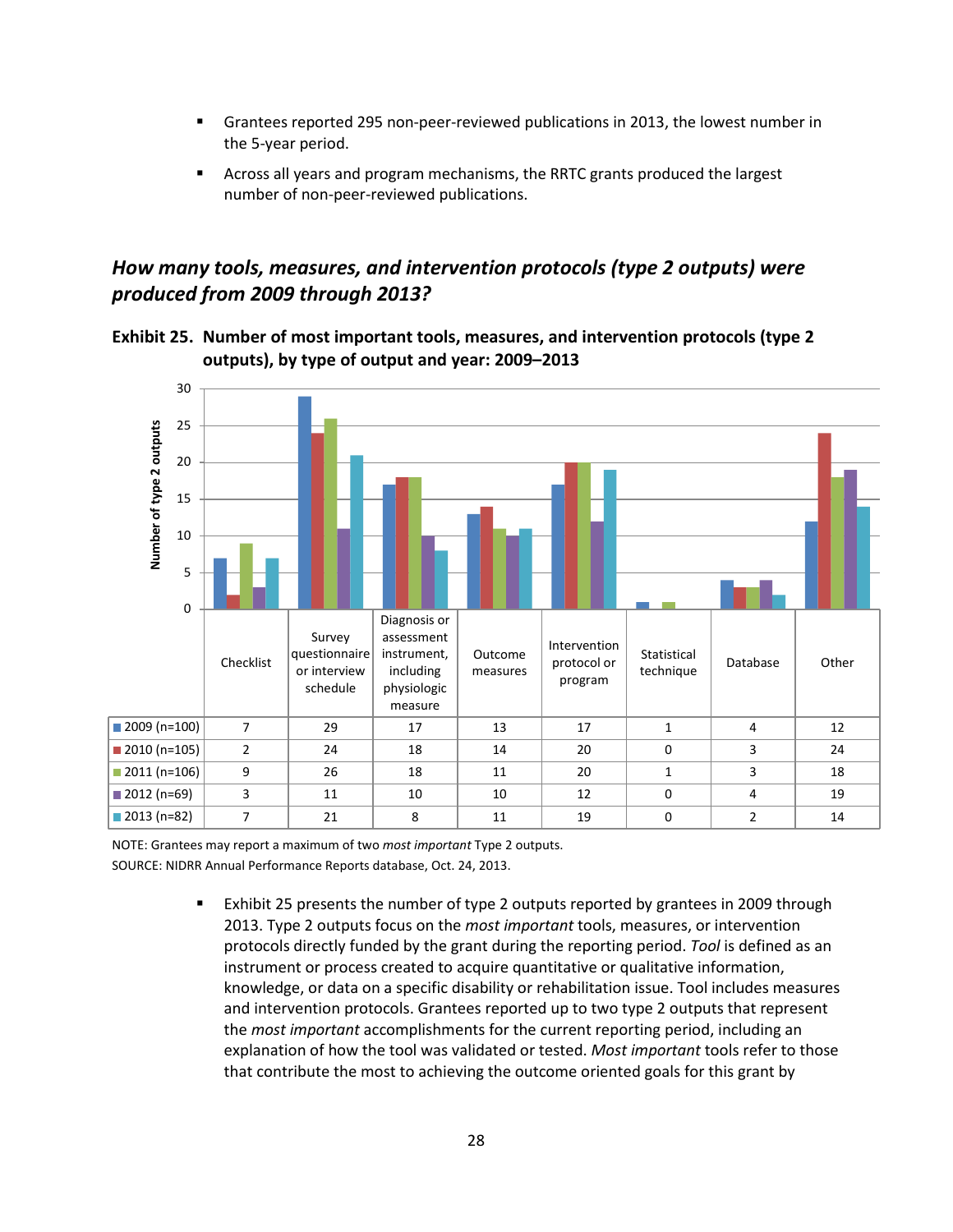- Grantees reported 295 non-peer-reviewed publications in 2013, the lowest number in the 5-year period.
- Across all years and program mechanisms, the RRTC grants produced the largest number of non-peer-reviewed publications.

## *How many tools, measures, and intervention protocols (type 2 outputs) were produced from 2009 through 2013?*

**Exhibit 25. Number of most important tools, measures, and intervention protocols (type 2 outputs), by type of output and year: 2009–2013**

| | Checklist | Survey questionnaire or interview schedule | Diagnosis or assessment instrument, including physiologic measure | Outcome measures | Intervention protocol or program | Statistical technique | Database | Other |
|---|---|---|---|---|---|---|---|---|
| 2009 (n=100) | 7 | 29 | 17 | 13 | 17 | 1 | 4 | 12 |
| 2010 (n=105) | 2 | 24 | 18 | 14 | 20 | 0 | 3 | 24 |
| 2011 (n=106) | 9 | 26 | 18 | 11 | 20 | 1 | 3 | 18 |
| 2012 (n=69) | 3 | 11 | 10 | 10 | 12 | 0 | 4 | 19 |
| 2013 (n=82) | 7 | 21 | 8 | 11 | 19 | 0 | 2 | 14 |

NOTE: Grantees may report a maximum of two *most important* Type 2 outputs.
SOURCE: NIDRR Annual Performance Reports database, Oct. 24, 2013.

- Exhibit 25 presents the number of type 2 outputs reported by grantees in 2009 through 2013. Type 2 outputs focus on the *most important* tools, measures, or intervention protocols directly funded by the grant during the reporting period. *Tool* is defined as an instrument or process created to acquire quantitative or qualitative information, knowledge, or data on a specific disability or rehabilitation issue. Tool includes measures and intervention protocols. Grantees reported up to two type 2 outputs that represent the *most important* accomplishments for the current reporting period, including an explanation of how the tool was validated or tested. *Most important* tools refer to those that contribute the most to achieving the outcome oriented goals for this grant by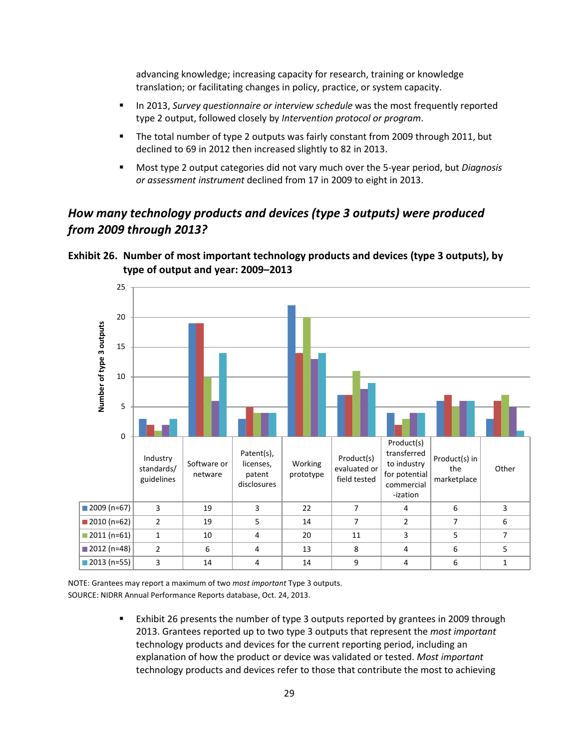advancing knowledge; increasing capacity for research, training or knowledge translation; or facilitating changes in policy, practice, or system capacity.

- In 2013, *Survey questionnaire or interview schedule* was the most frequently reported type 2 output, followed closely by *Intervention protocol or program*.
- The total number of type 2 outputs was fairly constant from 2009 through 2011, but declined to 69 in 2012 then increased slightly to 82 in 2013.
- Most type 2 output categories did not vary much over the 5-year period, but *Diagnosis or assessment instrument* declined from 17 in 2009 to eight in 2013.

## *How many technology products and devices (type 3 outputs) were produced from 2009 through 2013?*

**Exhibit 26. Number of most important technology products and devices (type 3 outputs), by type of output and year: 2009–2013**

| | Industry standards/ guidelines | Software or netware | Patent(s), licenses, patent disclosures | Working prototype | Product(s) evaluated or field tested | Product(s) transferred to industry for potential commercial -ization | Product(s) in the marketplace | Other |
|---|---|---|---|---|---|---|---|---|
| 2009 (n=67) | 3 | 19 | 3 | 22 | 7 | 4 | 6 | 3 |
| 2010 (n=62) | 2 | 19 | 5 | 14 | 7 | 2 | 7 | 6 |
| 2011 (n=61) | 1 | 10 | 4 | 20 | 11 | 3 | 5 | 7 |
| 2012 (n=48) | 2 | 6 | 4 | 13 | 8 | 4 | 6 | 5 |
| 2013 (n=55) | 3 | 14 | 4 | 14 | 9 | 4 | 6 | 1 |

NOTE: Grantees may report a maximum of two *most important* Type 3 outputs.
SOURCE: NIDRR Annual Performance Reports database, Oct. 24, 2013.

- Exhibit 26 presents the number of type 3 outputs reported by grantees in 2009 through 2013. Grantees reported up to two type 3 outputs that represent the *most important* technology products and devices for the current reporting period, including an explanation of how the product or device was validated or tested. *Most important* technology products and devices refer to those that contribute the most to achieving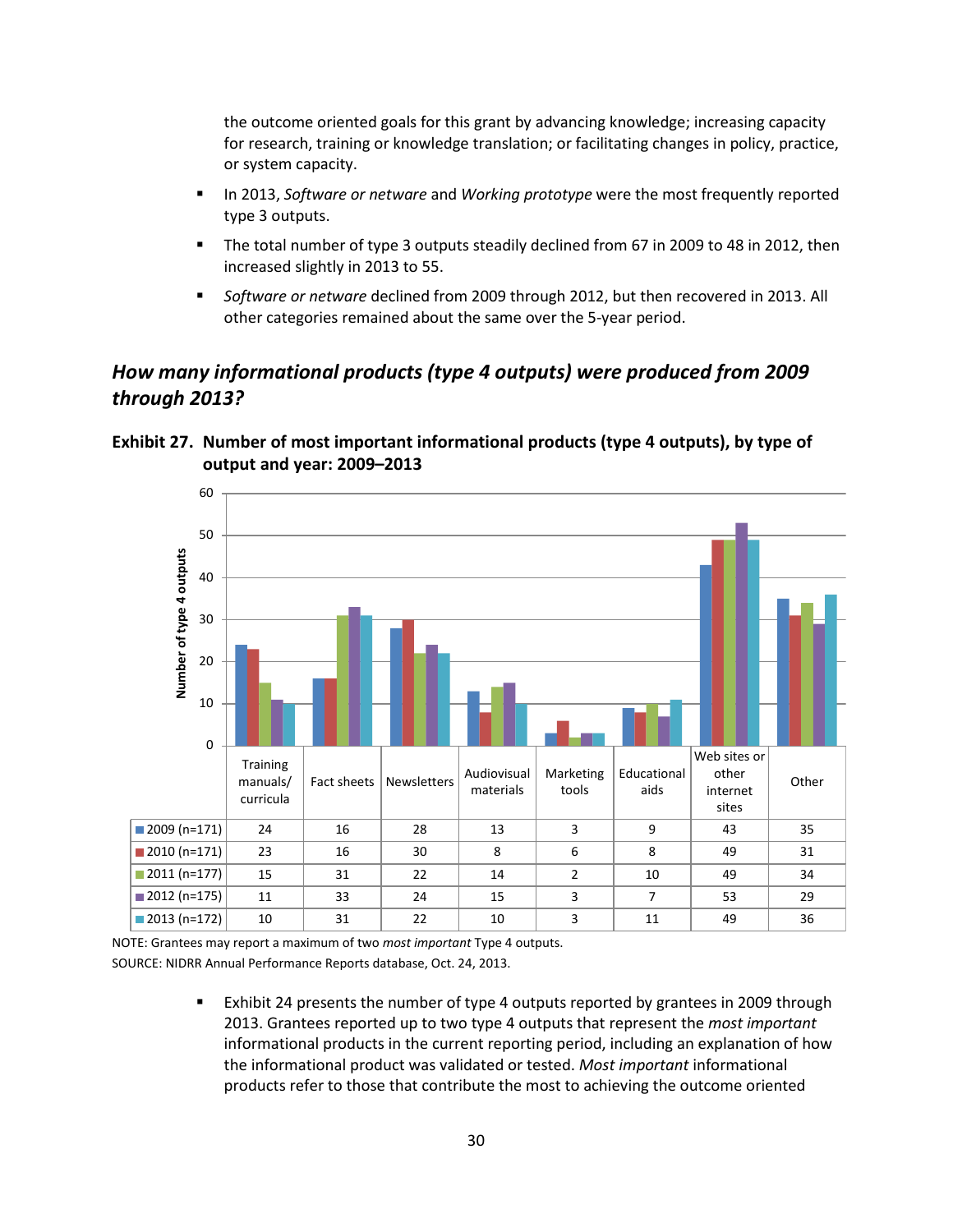the outcome oriented goals for this grant by advancing knowledge; increasing capacity for research, training or knowledge translation; or facilitating changes in policy, practice, or system capacity.

- In 2013, *Software or netware* and *Working prototype* were the most frequently reported type 3 outputs.
- The total number of type 3 outputs steadily declined from 67 in 2009 to 48 in 2012, then increased slightly in 2013 to 55.
- *Software or netware* declined from 2009 through 2012, but then recovered in 2013. All other categories remained about the same over the 5-year period.

## *How many informational products (type 4 outputs) were produced from 2009 through 2013?*

**Exhibit 27. Number of most important informational products (type 4 outputs), by type of output and year: 2009–2013**

| | Training manuals/ curricula | Fact sheets | Newsletters | Audiovisual materials | Marketing tools | Educational aids | Web sites or other internet sites | Other |
|---|---|---|---|---|---|---|---|---|
| 2009 (n=171) | 24 | 16 | 28 | 13 | 3 | 9 | 43 | 35 |
| 2010 (n=171) | 23 | 16 | 30 | 8 | 6 | 8 | 49 | 31 |
| 2011 (n=177) | 15 | 31 | 22 | 14 | 2 | 10 | 49 | 34 |
| 2012 (n=175) | 11 | 33 | 24 | 15 | 3 | 7 | 53 | 29 |
| 2013 (n=172) | 10 | 31 | 22 | 10 | 3 | 11 | 49 | 36 |

NOTE: Grantees may report a maximum of two *most important* Type 4 outputs.
SOURCE: NIDRR Annual Performance Reports database, Oct. 24, 2013.

- Exhibit 24 presents the number of type 4 outputs reported by grantees in 2009 through 2013. Grantees reported up to two type 4 outputs that represent the *most important* informational products in the current reporting period, including an explanation of how the informational product was validated or tested. *Most important* informational products refer to those that contribute the most to achieving the outcome oriented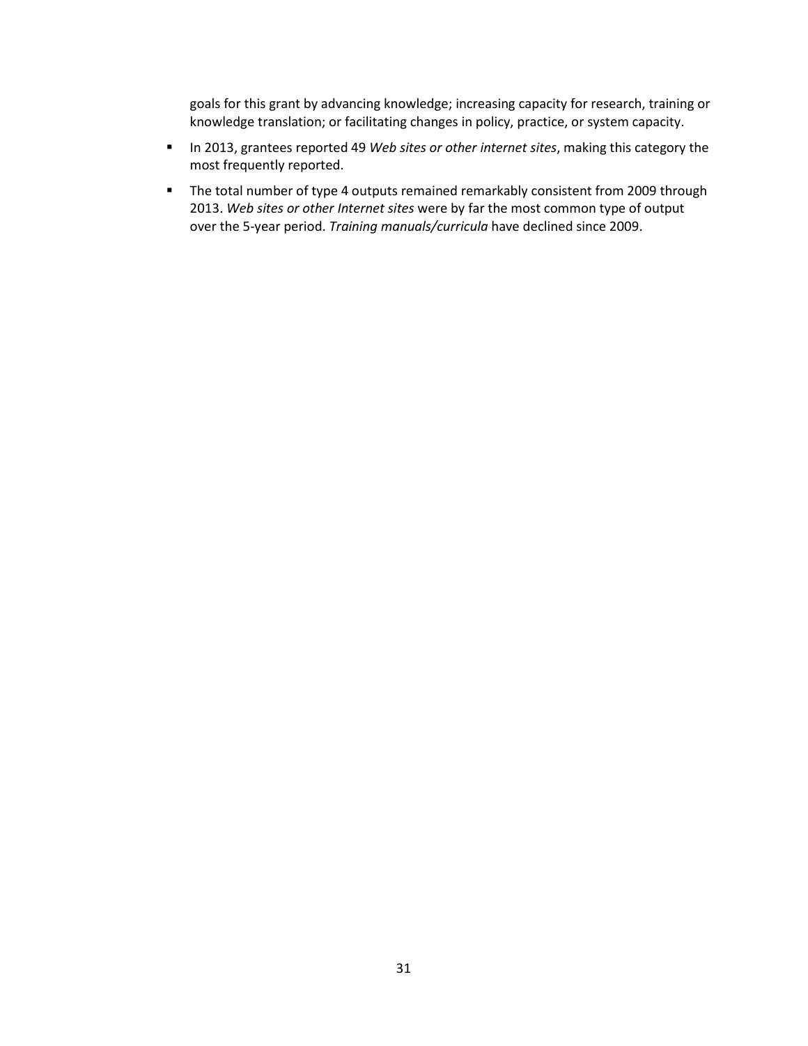goals for this grant by advancing knowledge; increasing capacity for research, training or knowledge translation; or facilitating changes in policy, practice, or system capacity.

- In 2013, grantees reported 49 *Web sites or other internet sites*, making this category the most frequently reported.
- The total number of type 4 outputs remained remarkably consistent from 2009 through 2013. *Web sites or other Internet sites* were by far the most common type of output over the 5-year period. *Training manuals/curricula* have declined since 2009.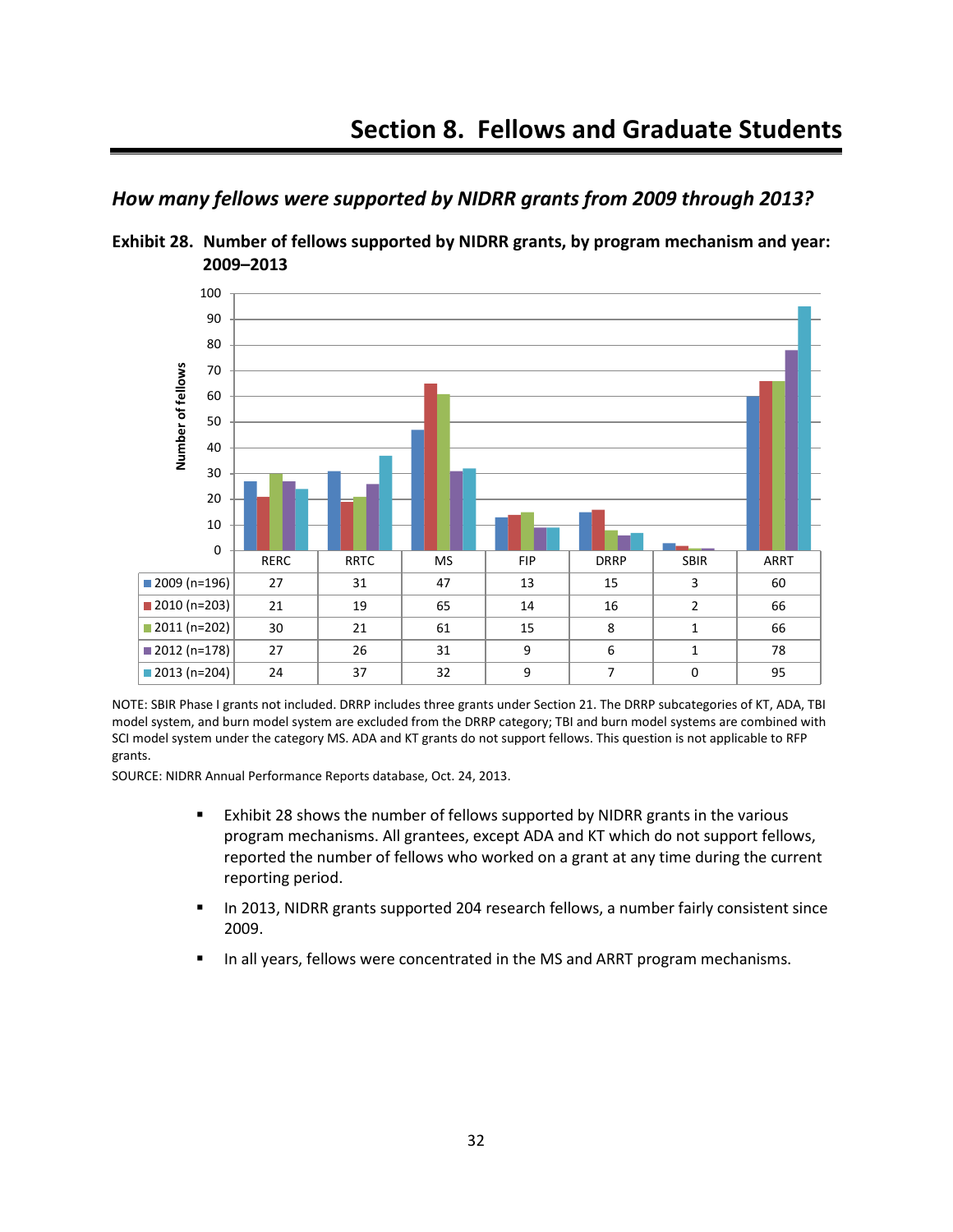# Section 8. Fellows and Graduate Students

## *How many fellows were supported by NIDRR grants from 2009 through 2013?*

**Exhibit 28. Number of fellows supported by NIDRR grants, by program mechanism and year: 2009–2013**

| | RERC | RRTC | MS | FIP | DRRP | SBIR | ARRT |
|---|---|---|---|---|---|---|---|
| 2009 (n=196) | 27 | 31 | 47 | 13 | 15 | 3 | 60 |
| 2010 (n=203) | 21 | 19 | 65 | 14 | 16 | 2 | 66 |
| 2011 (n=202) | 30 | 21 | 61 | 15 | 8 | 1 | 66 |
| 2012 (n=178) | 27 | 26 | 31 | 9 | 6 | 1 | 78 |
| 2013 (n=204) | 24 | 37 | 32 | 9 | 7 | 0 | 95 |

NOTE: SBIR Phase I grants not included. DRRP includes three grants under Section 21. The DRRP subcategories of KT, ADA, TBI model system, and burn model system are excluded from the DRRP category; TBI and burn model systems are combined with SCI model system under the category MS. ADA and KT grants do not support fellows. This question is not applicable to RFP grants.

SOURCE: NIDRR Annual Performance Reports database, Oct. 24, 2013.

- Exhibit 28 shows the number of fellows supported by NIDRR grants in the various program mechanisms. All grantees, except ADA and KT which do not support fellows, reported the number of fellows who worked on a grant at any time during the current reporting period.
- In 2013, NIDRR grants supported 204 research fellows, a number fairly consistent since 2009.
- In all years, fellows were concentrated in the MS and ARRT program mechanisms.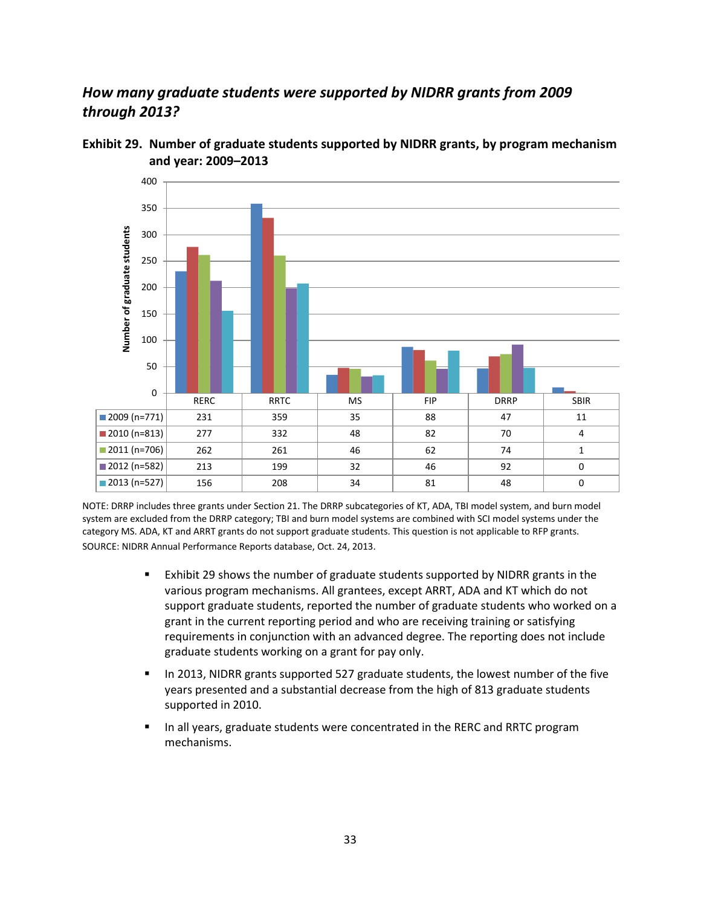### *How many graduate students were supported by NIDRR grants from 2009 through 2013?*

**Exhibit 29. Number of graduate students supported by NIDRR grants, by program mechanism and year: 2009–2013**

| | RERC | RRTC | MS | FIP | DRRP | SBIR |
|---|---|---|---|---|---|---|
| 2009 (n=771) | 231 | 359 | 35 | 88 | 47 | 11 |
| 2010 (n=813) | 277 | 332 | 48 | 82 | 70 | 4 |
| 2011 (n=706) | 262 | 261 | 46 | 62 | 74 | 1 |
| 2012 (n=582) | 213 | 199 | 32 | 46 | 92 | 0 |
| 2013 (n=527) | 156 | 208 | 34 | 81 | 48 | 0 |

NOTE: DRRP includes three grants under Section 21. The DRRP subcategories of KT, ADA, TBI model system, and burn model system are excluded from the DRRP category; TBI and burn model systems are combined with SCI model systems under the category MS. ADA, KT and ARRT grants do not support graduate students. This question is not applicable to RFP grants.
SOURCE: NIDRR Annual Performance Reports database, Oct. 24, 2013.

- Exhibit 29 shows the number of graduate students supported by NIDRR grants in the various program mechanisms. All grantees, except ARRT, ADA and KT which do not support graduate students, reported the number of graduate students who worked on a grant in the current reporting period and who are receiving training or satisfying requirements in conjunction with an advanced degree. The reporting does not include graduate students working on a grant for pay only.
- In 2013, NIDRR grants supported 527 graduate students, the lowest number of the five years presented and a substantial decrease from the high of 813 graduate students supported in 2010.
- In all years, graduate students were concentrated in the RERC and RRTC program mechanisms.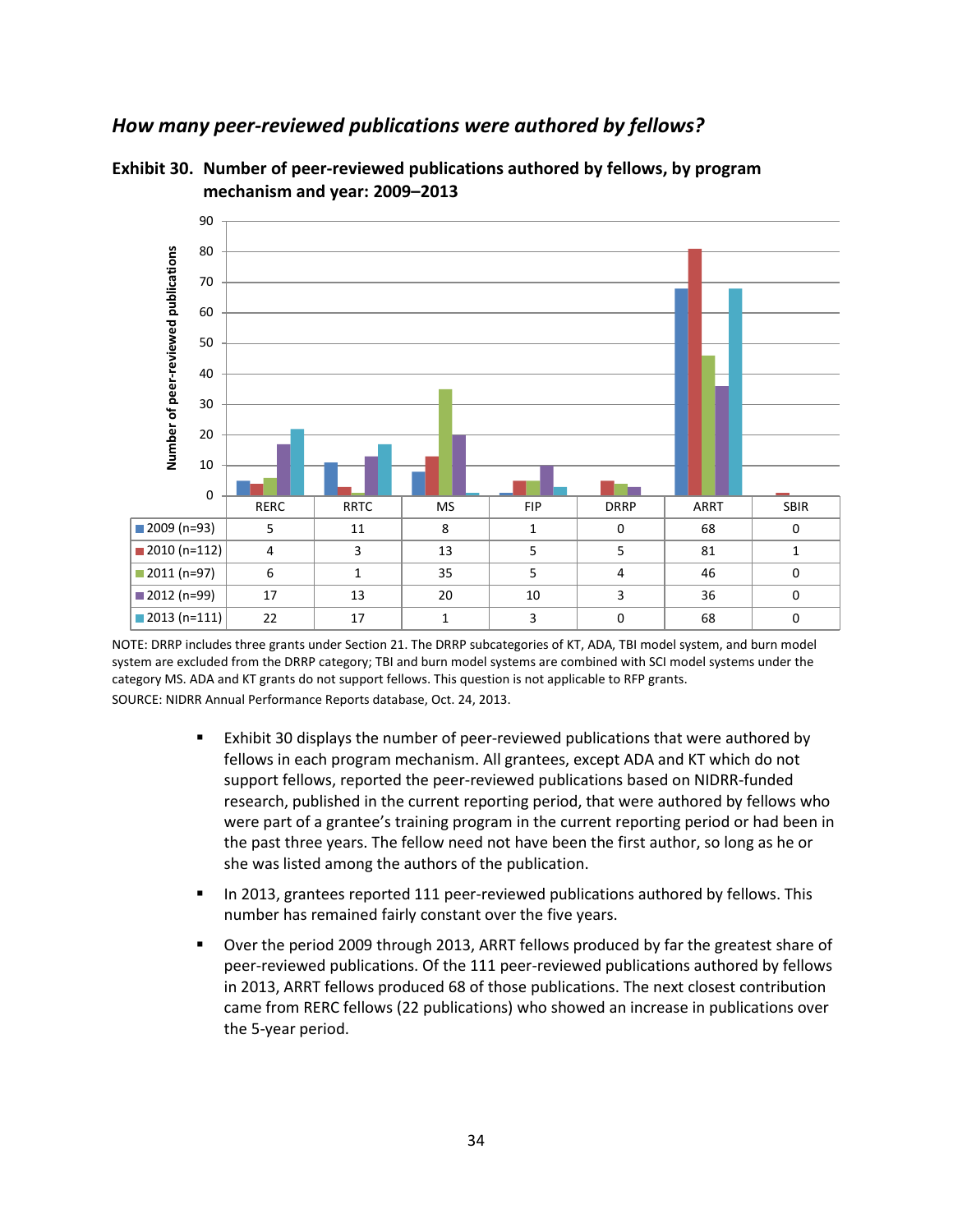### *How many peer-reviewed publications were authored by fellows?*

**Exhibit 30. Number of peer-reviewed publications authored by fellows, by program mechanism and year: 2009–2013**

| | RERC | RRTC | MS | FIP | DRRP | ARRT | SBIR |
|---|---|---|---|---|---|---|---|
| 2009 (n=93) | 5 | 11 | 8 | 1 | 0 | 68 | 0 |
| 2010 (n=112) | 4 | 3 | 13 | 5 | 5 | 81 | 1 |
| 2011 (n=97) | 6 | 1 | 35 | 5 | 4 | 46 | 0 |
| 2012 (n=99) | 17 | 13 | 20 | 10 | 3 | 36 | 0 |
| 2013 (n=111) | 22 | 17 | 1 | 3 | 0 | 68 | 0 |

NOTE: DRRP includes three grants under Section 21. The DRRP subcategories of KT, ADA, TBI model system, and burn model system are excluded from the DRRP category; TBI and burn model systems are combined with SCI model systems under the category MS. ADA and KT grants do not support fellows. This question is not applicable to RFP grants.

SOURCE: NIDRR Annual Performance Reports database, Oct. 24, 2013.

- Exhibit 30 displays the number of peer-reviewed publications that were authored by fellows in each program mechanism. All grantees, except ADA and KT which do not support fellows, reported the peer-reviewed publications based on NIDRR-funded research, published in the current reporting period, that were authored by fellows who were part of a grantee's training program in the current reporting period or had been in the past three years. The fellow need not have been the first author, so long as he or she was listed among the authors of the publication.
- In 2013, grantees reported 111 peer-reviewed publications authored by fellows. This number has remained fairly constant over the five years.
- Over the period 2009 through 2013, ARRT fellows produced by far the greatest share of peer-reviewed publications. Of the 111 peer-reviewed publications authored by fellows in 2013, ARRT fellows produced 68 of those publications. The next closest contribution came from RERC fellows (22 publications) who showed an increase in publications over the 5-year period.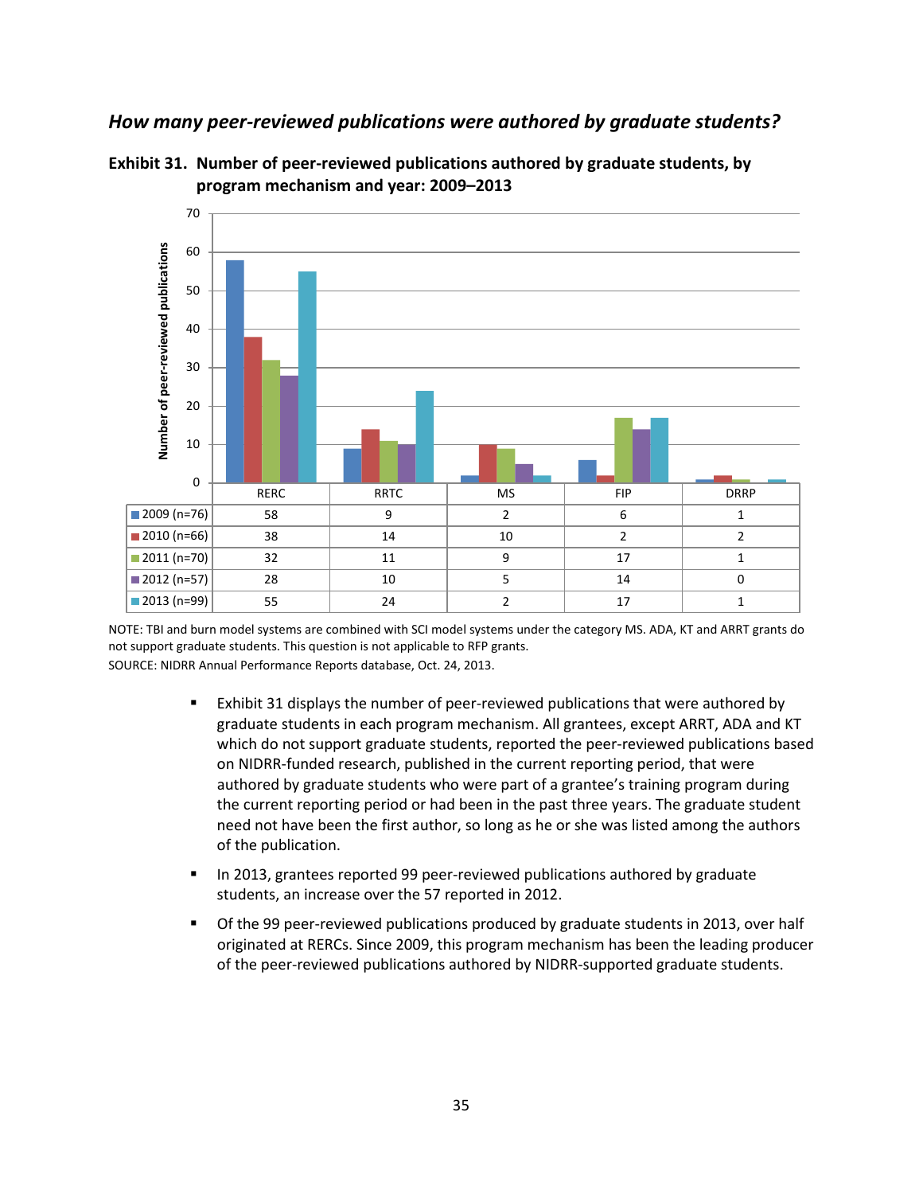### *How many peer-reviewed publications were authored by graduate students?*

**Exhibit 31. Number of peer-reviewed publications authored by graduate students, by program mechanism and year: 2009–2013**

| | RERC | RRTC | MS | FIP | DRRP |
|---|---|---|---|---|---|
| 2009 (n=76) | 58 | 9 | 2 | 6 | 1 |
| 2010 (n=66) | 38 | 14 | 10 | 2 | 2 |
| 2011 (n=70) | 32 | 11 | 9 | 17 | 1 |
| 2012 (n=57) | 28 | 10 | 5 | 14 | 0 |
| 2013 (n=99) | 55 | 24 | 2 | 17 | 1 |

NOTE: TBI and burn model systems are combined with SCI model systems under the category MS. ADA, KT and ARRT grants do not support graduate students. This question is not applicable to RFP grants.
SOURCE: NIDRR Annual Performance Reports database, Oct. 24, 2013.

- Exhibit 31 displays the number of peer-reviewed publications that were authored by graduate students in each program mechanism. All grantees, except ARRT, ADA and KT which do not support graduate students, reported the peer-reviewed publications based on NIDRR-funded research, published in the current reporting period, that were authored by graduate students who were part of a grantee's training program during the current reporting period or had been in the past three years. The graduate student need not have been the first author, so long as he or she was listed among the authors of the publication.
- In 2013, grantees reported 99 peer-reviewed publications authored by graduate students, an increase over the 57 reported in 2012.
- Of the 99 peer-reviewed publications produced by graduate students in 2013, over half originated at RERCs. Since 2009, this program mechanism has been the leading producer of the peer-reviewed publications authored by NIDRR-supported graduate students.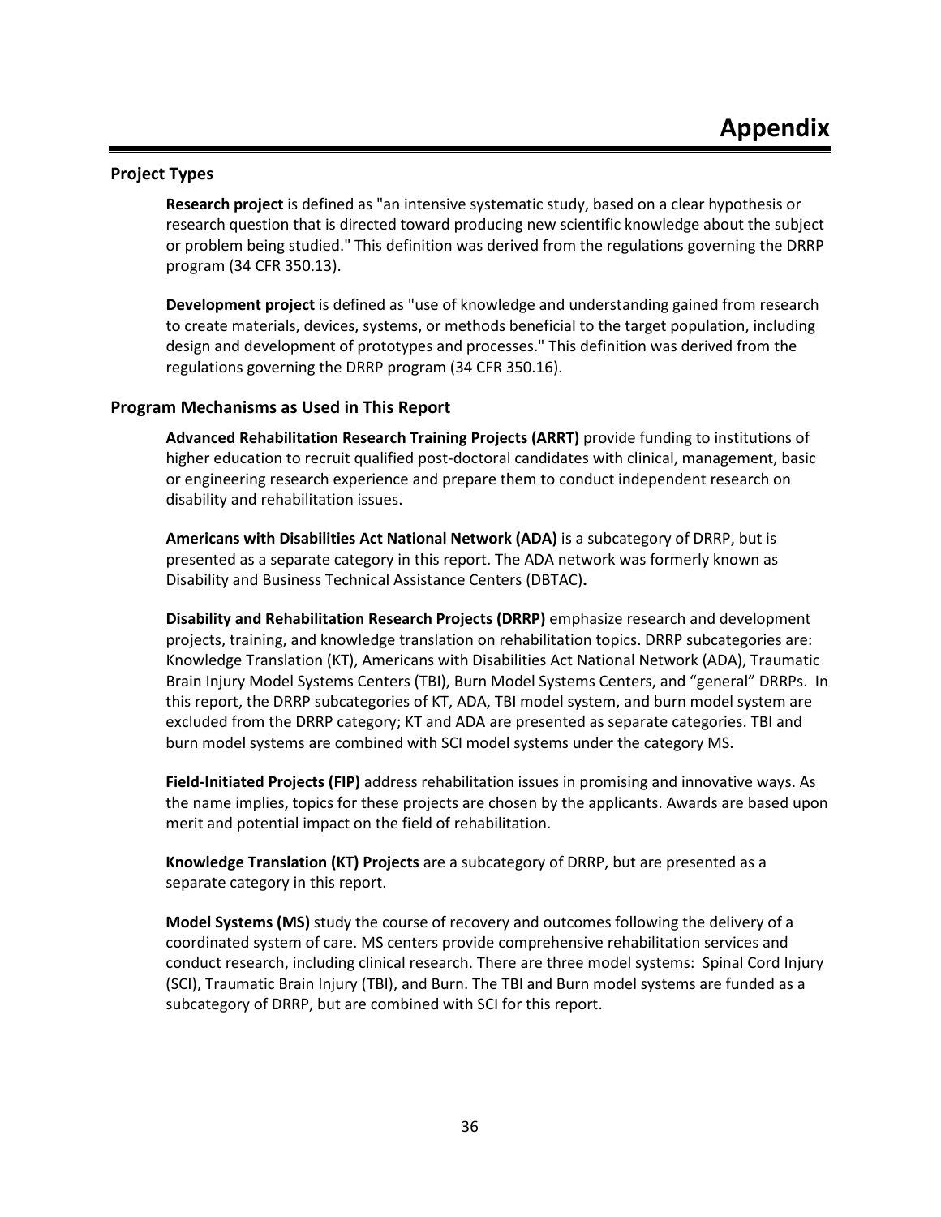# Appendix

## Project Types

**Research project** is defined as "an intensive systematic study, based on a clear hypothesis or research question that is directed toward producing new scientific knowledge about the subject or problem being studied." This definition was derived from the regulations governing the DRRP program (34 CFR 350.13).

**Development project** is defined as "use of knowledge and understanding gained from research to create materials, devices, systems, or methods beneficial to the target population, including design and development of prototypes and processes." This definition was derived from the regulations governing the DRRP program (34 CFR 350.16).

## Program Mechanisms as Used in This Report

**Advanced Rehabilitation Research Training Projects (ARRT)** provide funding to institutions of higher education to recruit qualified post-doctoral candidates with clinical, management, basic or engineering research experience and prepare them to conduct independent research on disability and rehabilitation issues.

**Americans with Disabilities Act National Network (ADA)** is a subcategory of DRRP, but is presented as a separate category in this report. The ADA network was formerly known as Disability and Business Technical Assistance Centers (DBTAC)**.**

**Disability and Rehabilitation Research Projects (DRRP)** emphasize research and development projects, training, and knowledge translation on rehabilitation topics. DRRP subcategories are: Knowledge Translation (KT), Americans with Disabilities Act National Network (ADA), Traumatic Brain Injury Model Systems Centers (TBI), Burn Model Systems Centers, and "general" DRRPs. In this report, the DRRP subcategories of KT, ADA, TBI model system, and burn model system are excluded from the DRRP category; KT and ADA are presented as separate categories. TBI and burn model systems are combined with SCI model systems under the category MS.

**Field-Initiated Projects (FIP)** address rehabilitation issues in promising and innovative ways. As the name implies, topics for these projects are chosen by the applicants. Awards are based upon merit and potential impact on the field of rehabilitation.

**Knowledge Translation (KT) Projects** are a subcategory of DRRP, but are presented as a separate category in this report.

**Model Systems (MS)** study the course of recovery and outcomes following the delivery of a coordinated system of care. MS centers provide comprehensive rehabilitation services and conduct research, including clinical research. There are three model systems: Spinal Cord Injury (SCI), Traumatic Brain Injury (TBI), and Burn. The TBI and Burn model systems are funded as a subcategory of DRRP, but are combined with SCI for this report.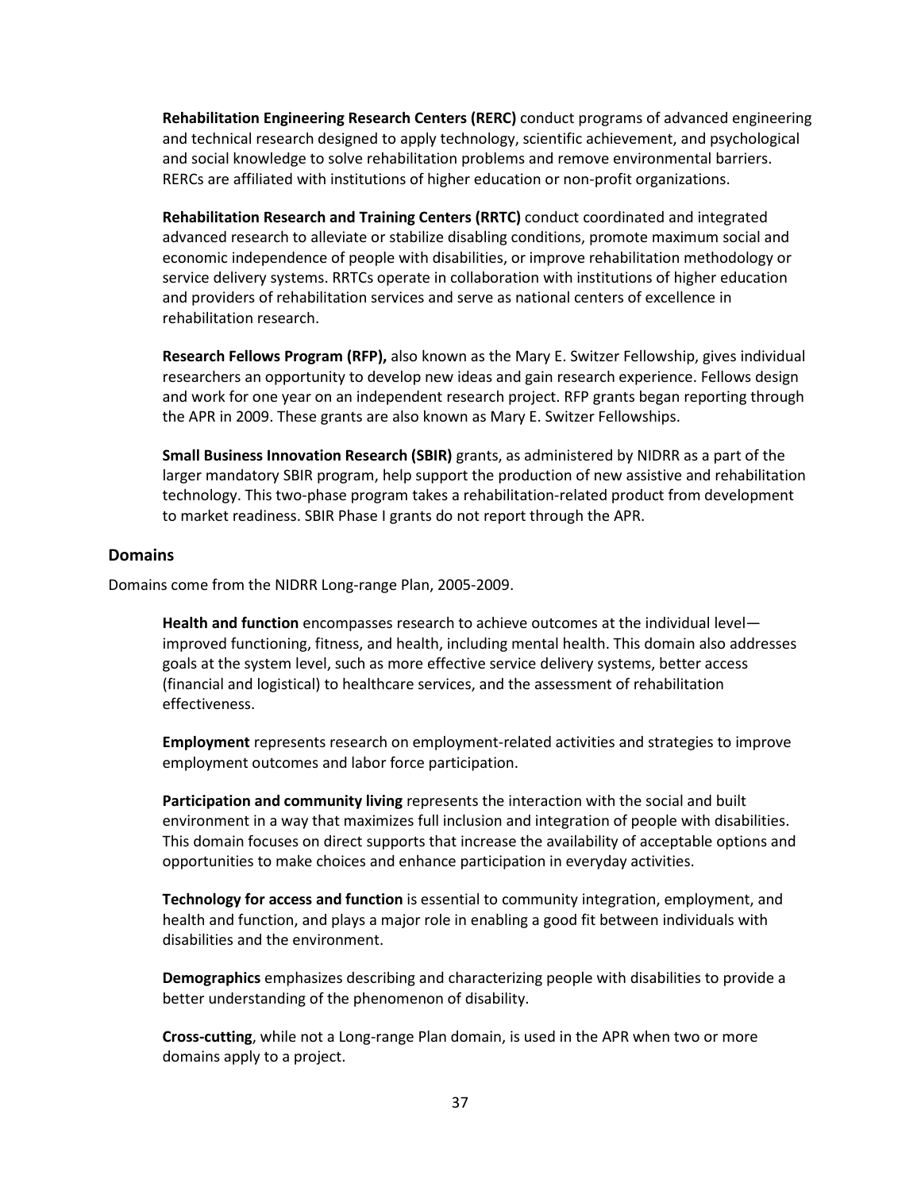**Rehabilitation Engineering Research Centers (RERC)** conduct programs of advanced engineering and technical research designed to apply technology, scientific achievement, and psychological and social knowledge to solve rehabilitation problems and remove environmental barriers. RERCs are affiliated with institutions of higher education or non-profit organizations.

**Rehabilitation Research and Training Centers (RRTC)** conduct coordinated and integrated advanced research to alleviate or stabilize disabling conditions, promote maximum social and economic independence of people with disabilities, or improve rehabilitation methodology or service delivery systems. RRTCs operate in collaboration with institutions of higher education and providers of rehabilitation services and serve as national centers of excellence in rehabilitation research.

**Research Fellows Program (RFP),** also known as the Mary E. Switzer Fellowship, gives individual researchers an opportunity to develop new ideas and gain research experience. Fellows design and work for one year on an independent research project. RFP grants began reporting through the APR in 2009. These grants are also known as Mary E. Switzer Fellowships.

**Small Business Innovation Research (SBIR)** grants, as administered by NIDRR as a part of the larger mandatory SBIR program, help support the production of new assistive and rehabilitation technology. This two-phase program takes a rehabilitation-related product from development to market readiness. SBIR Phase I grants do not report through the APR.

## Domains

Domains come from the NIDRR Long-range Plan, 2005-2009.

**Health and function** encompasses research to achieve outcomes at the individual level—improved functioning, fitness, and health, including mental health. This domain also addresses goals at the system level, such as more effective service delivery systems, better access (financial and logistical) to healthcare services, and the assessment of rehabilitation effectiveness.

**Employment** represents research on employment-related activities and strategies to improve employment outcomes and labor force participation.

**Participation and community living** represents the interaction with the social and built environment in a way that maximizes full inclusion and integration of people with disabilities. This domain focuses on direct supports that increase the availability of acceptable options and opportunities to make choices and enhance participation in everyday activities.

**Technology for access and function** is essential to community integration, employment, and health and function, and plays a major role in enabling a good fit between individuals with disabilities and the environment.

**Demographics** emphasizes describing and characterizing people with disabilities to provide a better understanding of the phenomenon of disability.

**Cross-cutting**, while not a Long-range Plan domain, is used in the APR when two or more domains apply to a project.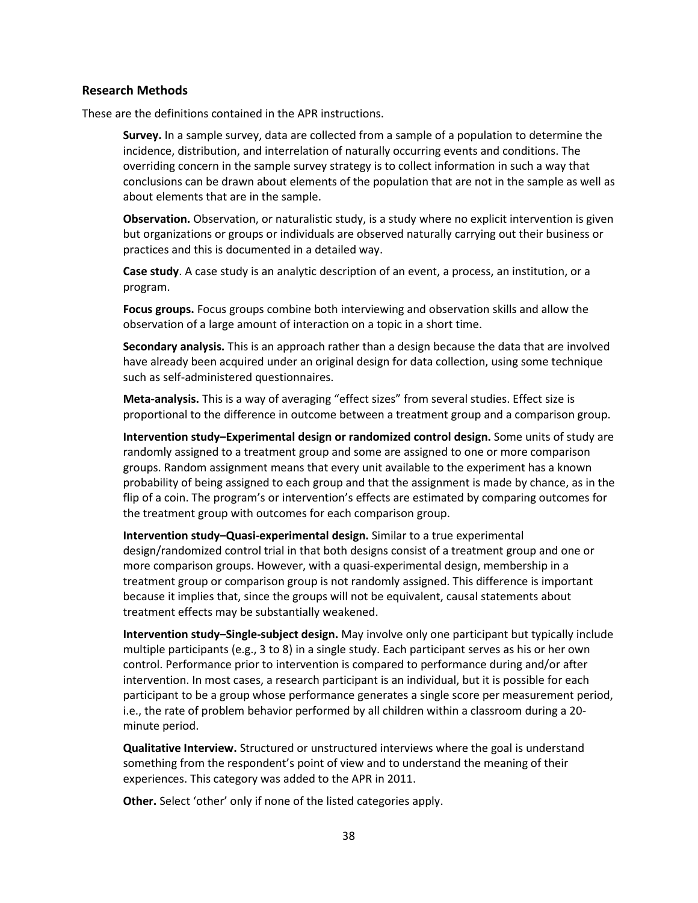### Research Methods

These are the definitions contained in the APR instructions.

**Survey.** In a sample survey, data are collected from a sample of a population to determine the incidence, distribution, and interrelation of naturally occurring events and conditions. The overriding concern in the sample survey strategy is to collect information in such a way that conclusions can be drawn about elements of the population that are not in the sample as well as about elements that are in the sample.

**Observation.** Observation, or naturalistic study, is a study where no explicit intervention is given but organizations or groups or individuals are observed naturally carrying out their business or practices and this is documented in a detailed way.

**Case study**. A case study is an analytic description of an event, a process, an institution, or a program.

**Focus groups.** Focus groups combine both interviewing and observation skills and allow the observation of a large amount of interaction on a topic in a short time.

**Secondary analysis.** This is an approach rather than a design because the data that are involved have already been acquired under an original design for data collection, using some technique such as self-administered questionnaires.

**Meta-analysis.** This is a way of averaging "effect sizes" from several studies. Effect size is proportional to the difference in outcome between a treatment group and a comparison group.

**Intervention study–Experimental design or randomized control design.** Some units of study are randomly assigned to a treatment group and some are assigned to one or more comparison groups. Random assignment means that every unit available to the experiment has a known probability of being assigned to each group and that the assignment is made by chance, as in the flip of a coin. The program's or intervention's effects are estimated by comparing outcomes for the treatment group with outcomes for each comparison group.

**Intervention study–Quasi-experimental design.** Similar to a true experimental design/randomized control trial in that both designs consist of a treatment group and one or more comparison groups. However, with a quasi-experimental design, membership in a treatment group or comparison group is not randomly assigned. This difference is important because it implies that, since the groups will not be equivalent, causal statements about treatment effects may be substantially weakened.

**Intervention study–Single-subject design.** May involve only one participant but typically include multiple participants (e.g., 3 to 8) in a single study. Each participant serves as his or her own control. Performance prior to intervention is compared to performance during and/or after intervention. In most cases, a research participant is an individual, but it is possible for each participant to be a group whose performance generates a single score per measurement period, i.e., the rate of problem behavior performed by all children within a classroom during a 20-minute period.

**Qualitative Interview.** Structured or unstructured interviews where the goal is understand something from the respondent's point of view and to understand the meaning of their experiences. This category was added to the APR in 2011.

**Other.** Select 'other' only if none of the listed categories apply.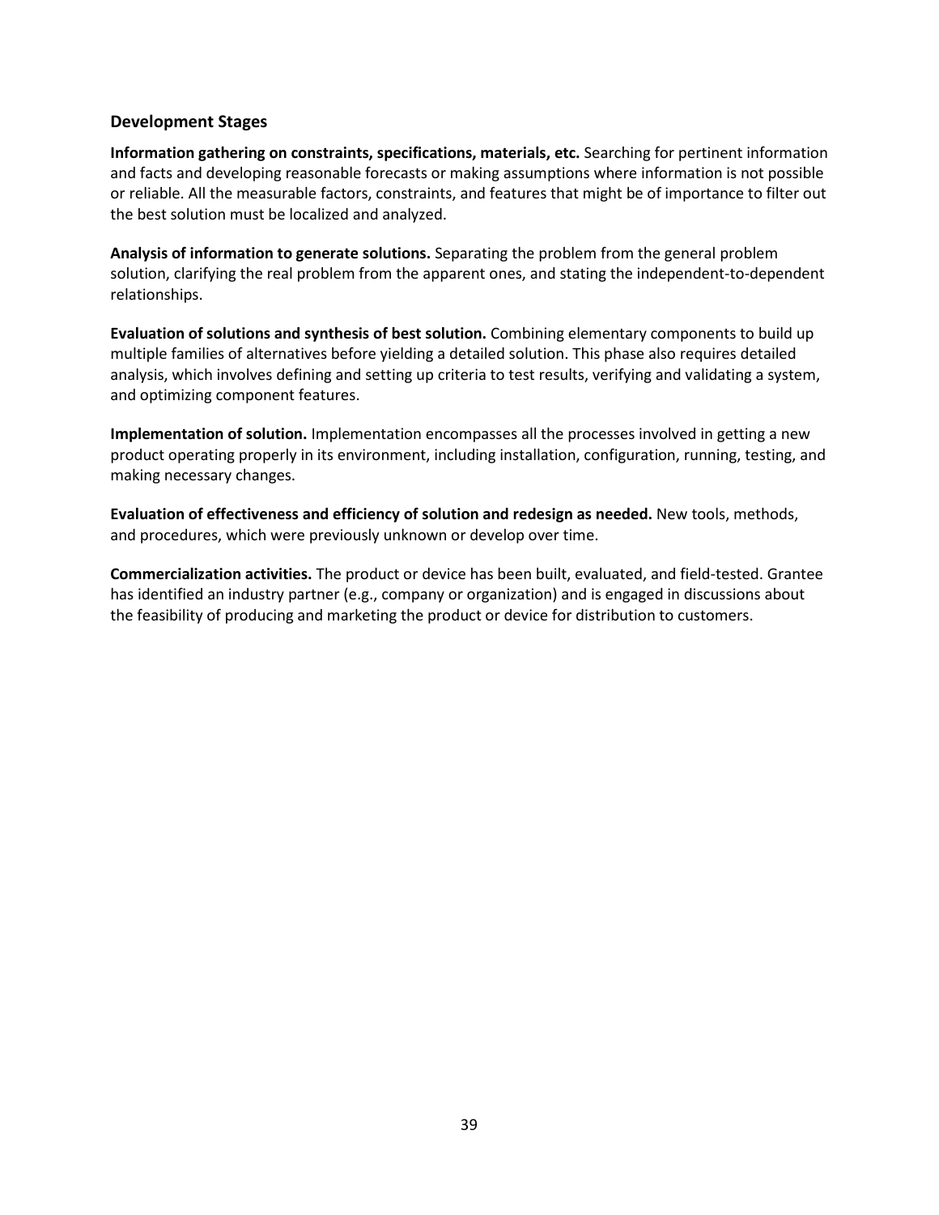## Development Stages

**Information gathering on constraints, specifications, materials, etc.** Searching for pertinent information and facts and developing reasonable forecasts or making assumptions where information is not possible or reliable. All the measurable factors, constraints, and features that might be of importance to filter out the best solution must be localized and analyzed.

**Analysis of information to generate solutions.** Separating the problem from the general problem solution, clarifying the real problem from the apparent ones, and stating the independent-to-dependent relationships.

**Evaluation of solutions and synthesis of best solution.** Combining elementary components to build up multiple families of alternatives before yielding a detailed solution. This phase also requires detailed analysis, which involves defining and setting up criteria to test results, verifying and validating a system, and optimizing component features.

**Implementation of solution.** Implementation encompasses all the processes involved in getting a new product operating properly in its environment, including installation, configuration, running, testing, and making necessary changes.

**Evaluation of effectiveness and efficiency of solution and redesign as needed.** New tools, methods, and procedures, which were previously unknown or develop over time.

**Commercialization activities.** The product or device has been built, evaluated, and field-tested. Grantee has identified an industry partner (e.g., company or organization) and is engaged in discussions about the feasibility of producing and marketing the product or device for distribution to customers.